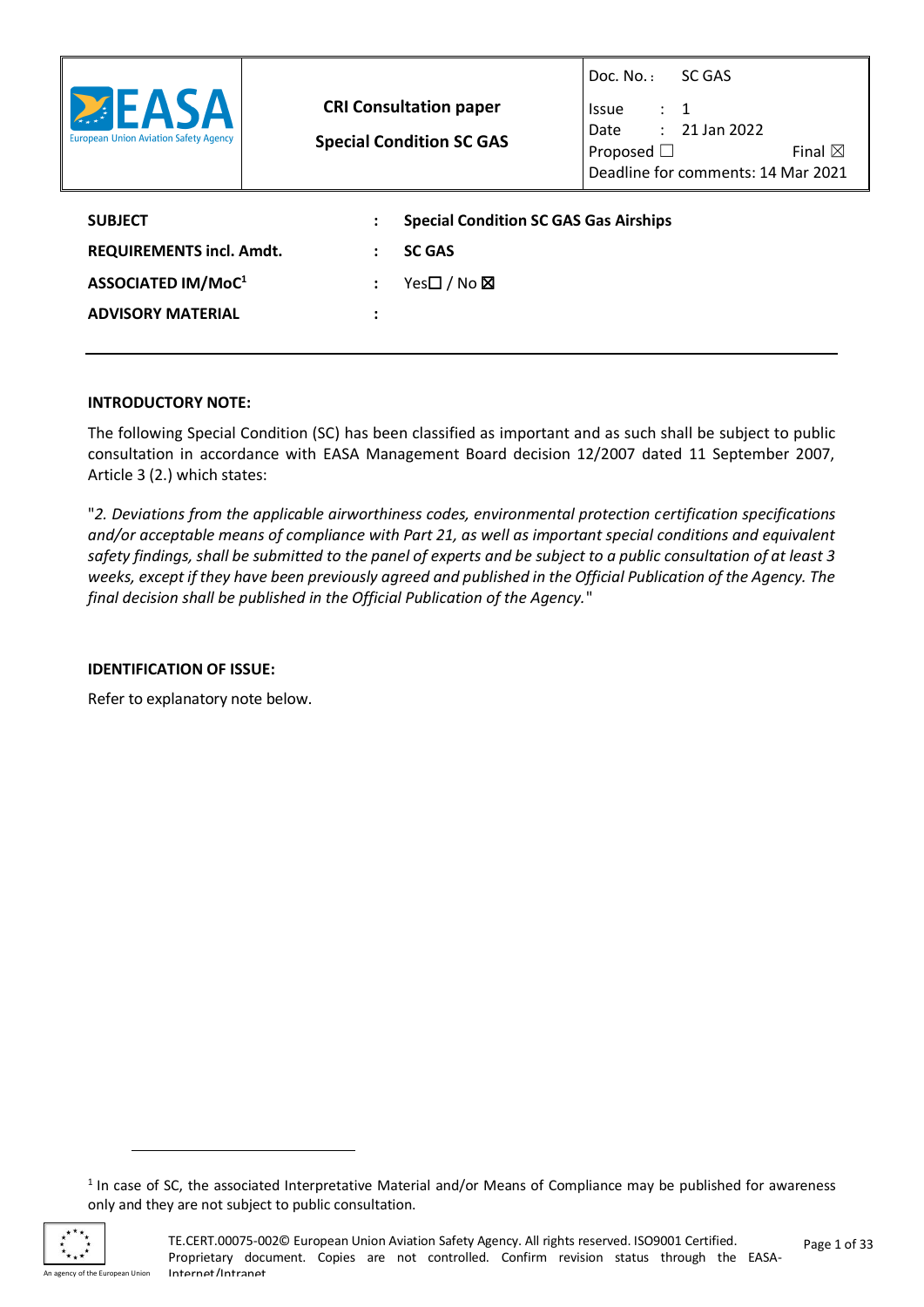| EASA European Union Aviation Safety Agency | **CRI Consultation paper** **Special Condition SC GAS** | Doc. No. : SC GAS Issue : 1 Date : 21 Jan 2022 Proposed ☐ Final ☒ Deadline for comments: 14 Mar 2021 |
|---|---|---|

| | | |
|---|---|---|
| **SUBJECT** | : | **Special Condition SC GAS Gas Airships** |
| **REQUIREMENTS incl. Amdt.** | : | **SC GAS** |
| **ASSOCIATED IM/MoC**[1] | : | Yes☐ / No ☒ |
| **ADVISORY MATERIAL** | : | |

---

**INTRODUCTORY NOTE:**

The following Special Condition (SC) has been classified as important and as such shall be subject to public consultation in accordance with EASA Management Board decision 12/2007 dated 11 September 2007, Article 3 (2.) which states:

"*2. Deviations from the applicable airworthiness codes, environmental protection certification specifications and/or acceptable means of compliance with Part 21, as well as important special conditions and equivalent safety findings, shall be submitted to the panel of experts and be subject to a public consultation of at least 3 weeks, except if they have been previously agreed and published in the Official Publication of the Agency. The final decision shall be published in the Official Publication of the Agency.*"

**IDENTIFICATION OF ISSUE:**

Refer to explanatory note below.

[1] In case of SC, the associated Interpretative Material and/or Means of Compliance may be published for awareness only and they are not subject to public consultation.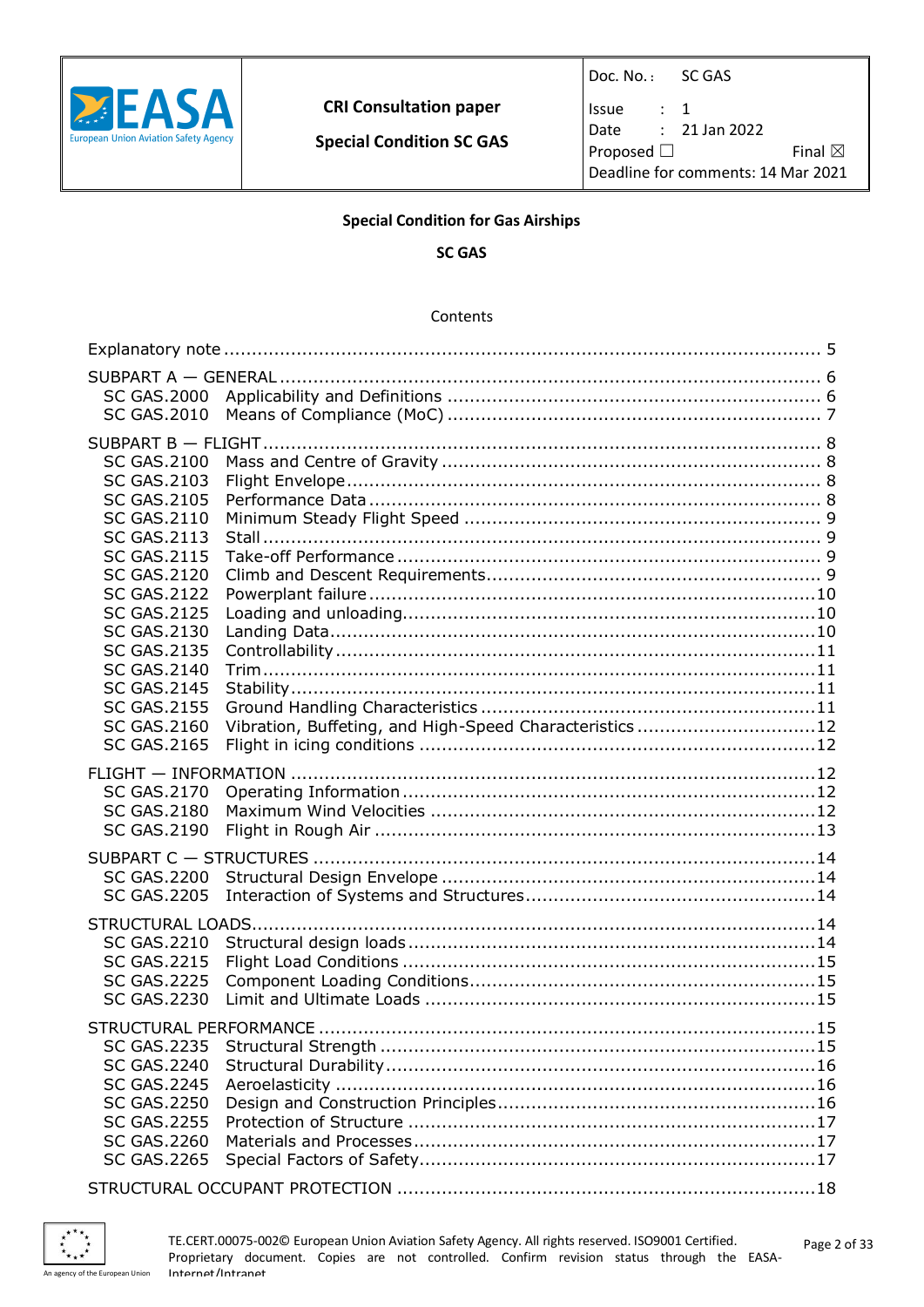| CRI Consultation paper | Doc. No. : SC GAS |
|---|---|
| **Special Condition SC GAS** | Issue : 1 |
| | Date : 21 Jan 2022 |
| | Proposed ☐ Final ☒ |
| | Deadline for comments: 14 Mar 2021 |

**Special Condition for Gas Airships**

**SC GAS**

Contents

Explanatory note ..... 5

SUBPART A — GENERAL ..... 6
- SC GAS.2000 Applicability and Definitions ..... 6
- SC GAS.2010 Means of Compliance (MoC) ..... 7

SUBPART B — FLIGHT ..... 8
- SC GAS.2100 Mass and Centre of Gravity ..... 8
- SC GAS.2103 Flight Envelope ..... 8
- SC GAS.2105 Performance Data ..... 8
- SC GAS.2110 Minimum Steady Flight Speed ..... 9
- SC GAS.2113 Stall ..... 9
- SC GAS.2115 Take-off Performance ..... 9
- SC GAS.2120 Climb and Descent Requirements ..... 9
- SC GAS.2122 Powerplant failure ..... 10
- SC GAS.2125 Loading and unloading ..... 10
- SC GAS.2130 Landing Data ..... 10
- SC GAS.2135 Controllability ..... 11
- SC GAS.2140 Trim ..... 11
- SC GAS.2145 Stability ..... 11
- SC GAS.2155 Ground Handling Characteristics ..... 11
- SC GAS.2160 Vibration, Buffeting, and High-Speed Characteristics ..... 12
- SC GAS.2165 Flight in icing conditions ..... 12

FLIGHT — INFORMATION ..... 12
- SC GAS.2170 Operating Information ..... 12
- SC GAS.2180 Maximum Wind Velocities ..... 12
- SC GAS.2190 Flight in Rough Air ..... 13

SUBPART C — STRUCTURES ..... 14
- SC GAS.2200 Structural Design Envelope ..... 14
- SC GAS.2205 Interaction of Systems and Structures ..... 14

STRUCTURAL LOADS ..... 14
- SC GAS.2210 Structural design loads ..... 14
- SC GAS.2215 Flight Load Conditions ..... 15
- SC GAS.2225 Component Loading Conditions ..... 15
- SC GAS.2230 Limit and Ultimate Loads ..... 15

STRUCTURAL PERFORMANCE ..... 15
- SC GAS.2235 Structural Strength ..... 15
- SC GAS.2240 Structural Durability ..... 16
- SC GAS.2245 Aeroelasticity ..... 16
- SC GAS.2250 Design and Construction Principles ..... 16
- SC GAS.2255 Protection of Structure ..... 17
- SC GAS.2260 Materials and Processes ..... 17
- SC GAS.2265 Special Factors of Safety ..... 17

STRUCTURAL OCCUPANT PROTECTION ..... 18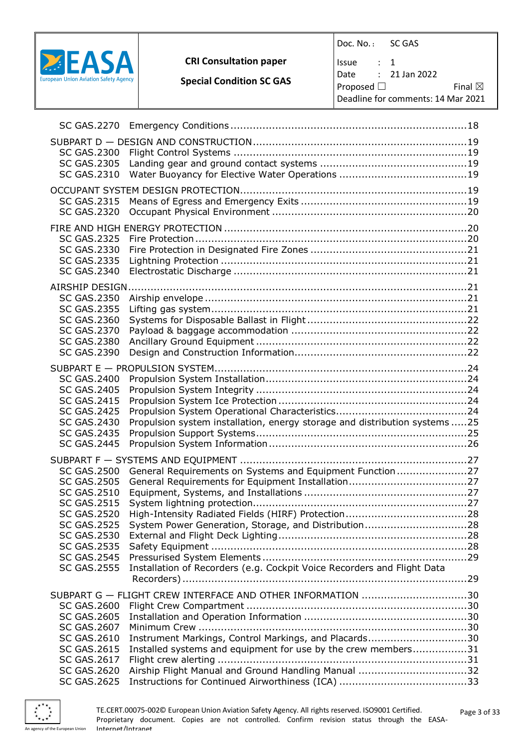SC GAS.2270 Emergency Conditions ........................................................................18

SUBPART D — DESIGN AND CONSTRUCTION.................................................................19
SC GAS.2300 Flight Control Systems ........................................................................19
SC GAS.2305 Landing gear and ground contact systems ..............................................19
SC GAS.2310 Water Buoyancy for Elective Water Operations ........................................19

OCCUPANT SYSTEM DESIGN PROTECTION.....................................................................19
SC GAS.2315 Means of Egress and Emergency Exits ....................................................19
SC GAS.2320 Occupant Physical Environment .............................................................20

FIRE AND HIGH ENERGY PROTECTION ..........................................................................20
SC GAS.2325 Fire Protection ....................................................................................20
SC GAS.2330 Fire Protection in Designated Fire Zones .................................................21
SC GAS.2335 Lightning Protection ............................................................................21
SC GAS.2340 Electrostatic Discharge ........................................................................21

AIRSHIP DESIGN..........................................................................................................21
SC GAS.2350 Airship envelope .................................................................................21
SC GAS.2355 Lifting gas system................................................................................21
SC GAS.2360 Systems for Disposable Ballast in Flight ..................................................22
SC GAS.2370 Payload & baggage accommodation .......................................................22
SC GAS.2380 Ancillary Ground Equipment .................................................................22
SC GAS.2390 Design and Construction Information......................................................22

SUBPART E — PROPULSION SYSTEM.............................................................................24
SC GAS.2400 Propulsion System Installation...............................................................24
SC GAS.2405 Propulsion System Integrity .................................................................24
SC GAS.2415 Propulsion System Ice Protection ...........................................................24
SC GAS.2425 Propulsion System Operational Characteristics.........................................24
SC GAS.2430 Propulsion system installation, energy storage and distribution systems .....25
SC GAS.2435 Propulsion Support Systems..................................................................25
SC GAS.2445 Propulsion System Information .............................................................26

SUBPART F — SYSTEMS AND EQUIPMENT .....................................................................27
SC GAS.2500 General Requirements on Systems and Equipment Function ......................27
SC GAS.2505 General Requirements for Equipment Installation.....................................27
SC GAS.2510 Equipment, Systems, and Installations ...................................................27
SC GAS.2515 System lightning protection...................................................................27
SC GAS.2520 High-Intensity Radiated Fields (HIRF) Protection......................................28
SC GAS.2525 System Power Generation, Storage, and Distribution................................28
SC GAS.2530 External and Flight Deck Lighting...........................................................28
SC GAS.2535 Safety Equipment ...............................................................................28
SC GAS.2545 Pressurised System Elements ...............................................................29
SC GAS.2555 Installation of Recorders (e.g. Cockpit Voice Recorders and Flight Data Recorders) ........................................................................................29

SUBPART G — FLIGHT CREW INTERFACE AND OTHER INFORMATION .................................30
SC GAS.2600 Flight Crew Compartment ....................................................................30
SC GAS.2605 Installation and Operation Information ..................................................30
SC GAS.2607 Minimum Crew ...................................................................................30
SC GAS.2610 Instrument Markings, Control Markings, and Placards...............................30
SC GAS.2615 Installed systems and equipment for use by the crew members.................31
SC GAS.2617 Flight crew alerting .............................................................................31
SC GAS.2620 Airship Flight Manual and Ground Handling Manual ..................................32
SC GAS.2625 Instructions for Continued Airworthiness (ICA) ........................................33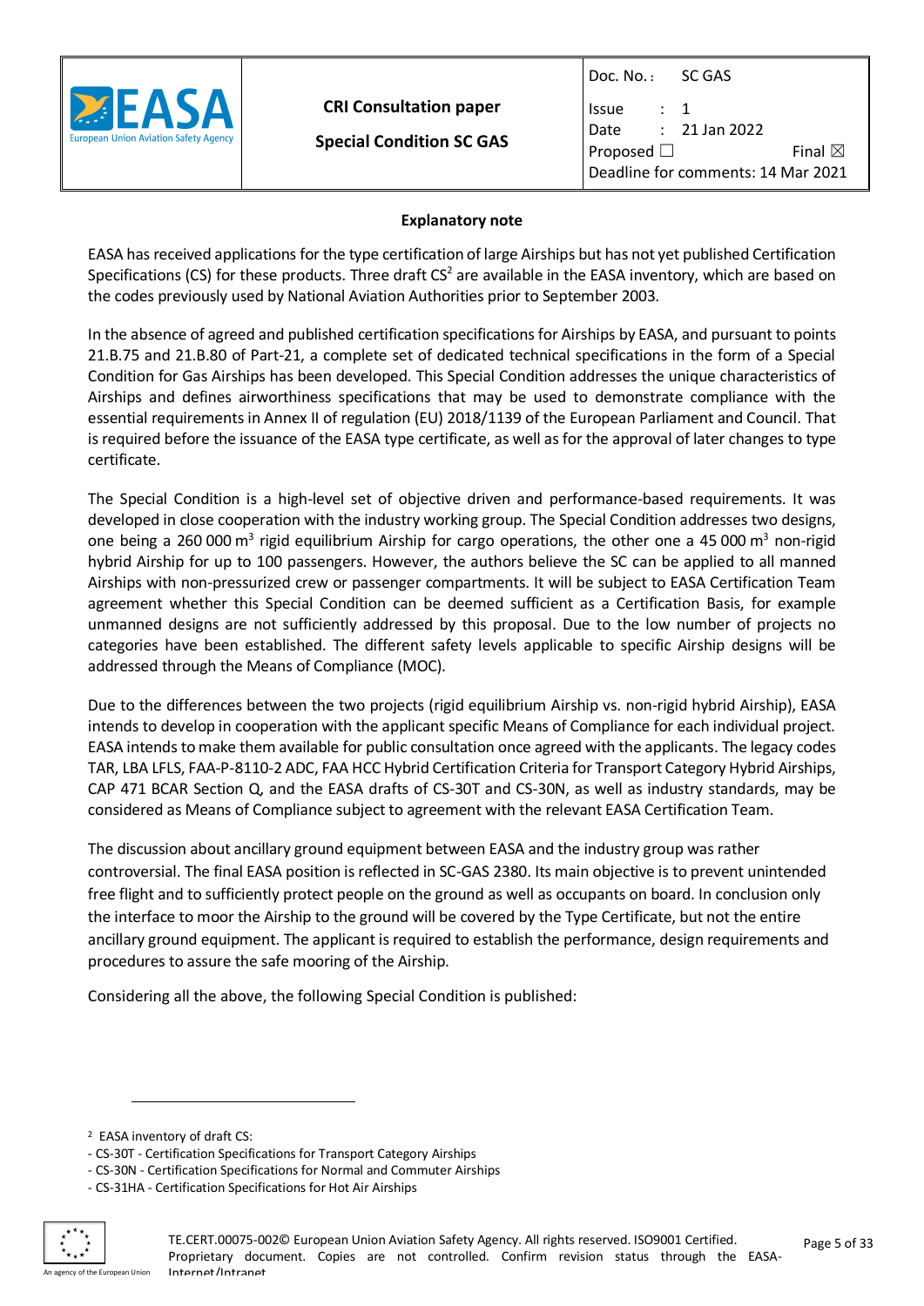## Explanatory note

EASA has received applications for the type certification of large Airships but has not yet published Certification Specifications (CS) for these products. Three draft CS[2] are available in the EASA inventory, which are based on the codes previously used by National Aviation Authorities prior to September 2003.

In the absence of agreed and published certification specifications for Airships by EASA, and pursuant to points 21.B.75 and 21.B.80 of Part-21, a complete set of dedicated technical specifications in the form of a Special Condition for Gas Airships has been developed. This Special Condition addresses the unique characteristics of Airships and defines airworthiness specifications that may be used to demonstrate compliance with the essential requirements in Annex II of regulation (EU) 2018/1139 of the European Parliament and Council. That is required before the issuance of the EASA type certificate, as well as for the approval of later changes to type certificate.

The Special Condition is a high-level set of objective driven and performance-based requirements. It was developed in close cooperation with the industry working group. The Special Condition addresses two designs, one being a 260 000 m$^3$ rigid equilibrium Airship for cargo operations, the other one a 45 000 m$^3$ non-rigid hybrid Airship for up to 100 passengers. However, the authors believe the SC can be applied to all manned Airships with non-pressurized crew or passenger compartments. It will be subject to EASA Certification Team agreement whether this Special Condition can be deemed sufficient as a Certification Basis, for example unmanned designs are not sufficiently addressed by this proposal. Due to the low number of projects no categories have been established. The different safety levels applicable to specific Airship designs will be addressed through the Means of Compliance (MOC).

Due to the differences between the two projects (rigid equilibrium Airship vs. non-rigid hybrid Airship), EASA intends to develop in cooperation with the applicant specific Means of Compliance for each individual project. EASA intends to make them available for public consultation once agreed with the applicants. The legacy codes TAR, LBA LFLS, FAA-P-8110-2 ADC, FAA HCC Hybrid Certification Criteria for Transport Category Hybrid Airships, CAP 471 BCAR Section Q, and the EASA drafts of CS-30T and CS-30N, as well as industry standards, may be considered as Means of Compliance subject to agreement with the relevant EASA Certification Team.

The discussion about ancillary ground equipment between EASA and the industry group was rather controversial. The final EASA position is reflected in SC-GAS 2380. Its main objective is to prevent unintended free flight and to sufficiently protect people on the ground as well as occupants on board. In conclusion only the interface to moor the Airship to the ground will be covered by the Type Certificate, but not the entire ancillary ground equipment. The applicant is required to establish the performance, design requirements and procedures to assure the safe mooring of the Airship.

Considering all the above, the following Special Condition is published:

---

[2] EASA inventory of draft CS:

- CS-30T - Certification Specifications for Transport Category Airships
- CS-30N - Certification Specifications for Normal and Commuter Airships
- CS-31HA - Certification Specifications for Hot Air Airships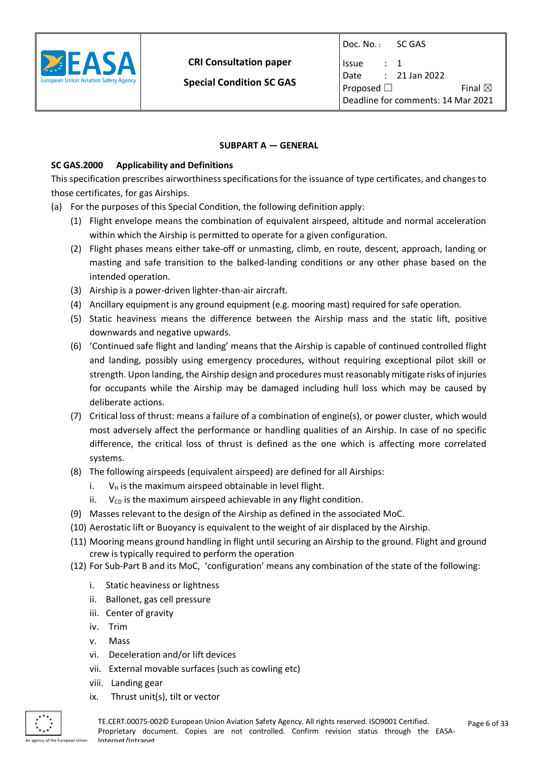## SUBPART A — GENERAL

### SC GAS.2000 Applicability and Definitions

This specification prescribes airworthiness specifications for the issuance of type certificates, and changes to those certificates, for gas Airships.

(a) For the purposes of this Special Condition, the following definition apply:

(1) Flight envelope means the combination of equivalent airspeed, altitude and normal acceleration within which the Airship is permitted to operate for a given configuration.

(2) Flight phases means either take-off or unmasting, climb, en route, descent, approach, landing or masting and safe transition to the balked-landing conditions or any other phase based on the intended operation.

(3) Airship is a power-driven lighter-than-air aircraft.

(4) Ancillary equipment is any ground equipment (e.g. mooring mast) required for safe operation.

(5) Static heaviness means the difference between the Airship mass and the static lift, positive downwards and negative upwards.

(6) 'Continued safe flight and landing' means that the Airship is capable of continued controlled flight and landing, possibly using emergency procedures, without requiring exceptional pilot skill or strength. Upon landing, the Airship design and procedures must reasonably mitigate risks of injuries for occupants while the Airship may be damaged including hull loss which may be caused by deliberate actions.

(7) Critical loss of thrust: means a failure of a combination of engine(s), or power cluster, which would most adversely affect the performance or handling qualities of an Airship. In case of no specific difference, the critical loss of thrust is defined as the one which is affecting more correlated systems.

(8) The following airspeeds (equivalent airspeed) are defined for all Airships:

i. $V_H$ is the maximum airspeed obtainable in level flight.

ii. $V_{CD}$ is the maximum airspeed achievable in any flight condition.

(9) Masses relevant to the design of the Airship as defined in the associated MoC.

(10) Aerostatic lift or Buoyancy is equivalent to the weight of air displaced by the Airship.

(11) Mooring means ground handling in flight until securing an Airship to the ground. Flight and ground crew is typically required to perform the operation

(12) For Sub-Part B and its MoC, 'configuration' means any combination of the state of the following:

i. Static heaviness or lightness

ii. Ballonet, gas cell pressure

iii. Center of gravity

iv. Trim

v. Mass

vi. Deceleration and/or lift devices

vii. External movable surfaces (such as cowling etc)

viii. Landing gear

ix. Thrust unit(s), tilt or vector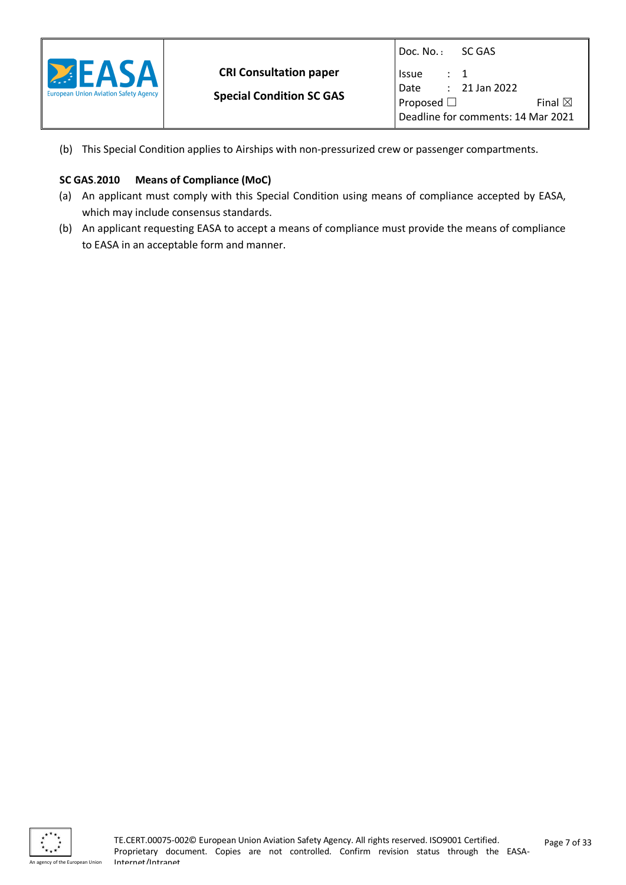(b) This Special Condition applies to Airships with non-pressurized crew or passenger compartments.

**SC GAS.2010 Means of Compliance (MoC)**

(a) An applicant must comply with this Special Condition using means of compliance accepted by EASA, which may include consensus standards.

(b) An applicant requesting EASA to accept a means of compliance must provide the means of compliance to EASA in an acceptable form and manner.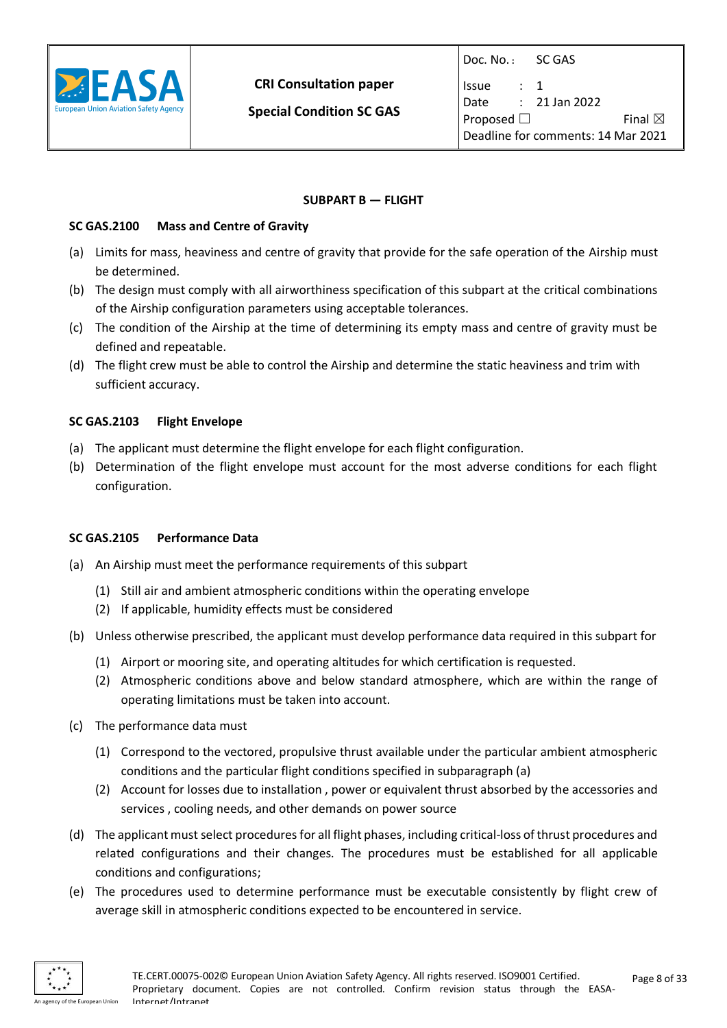## SUBPART B — FLIGHT

### SC GAS.2100 Mass and Centre of Gravity

(a) Limits for mass, heaviness and centre of gravity that provide for the safe operation of the Airship must be determined.

(b) The design must comply with all airworthiness specification of this subpart at the critical combinations of the Airship configuration parameters using acceptable tolerances.

(c) The condition of the Airship at the time of determining its empty mass and centre of gravity must be defined and repeatable.

(d) The flight crew must be able to control the Airship and determine the static heaviness and trim with sufficient accuracy.

### SC GAS.2103 Flight Envelope

(a) The applicant must determine the flight envelope for each flight configuration.

(b) Determination of the flight envelope must account for the most adverse conditions for each flight configuration.

### SC GAS.2105 Performance Data

(a) An Airship must meet the performance requirements of this subpart

  (1) Still air and ambient atmospheric conditions within the operating envelope

  (2) If applicable, humidity effects must be considered

(b) Unless otherwise prescribed, the applicant must develop performance data required in this subpart for

  (1) Airport or mooring site, and operating altitudes for which certification is requested.

  (2) Atmospheric conditions above and below standard atmosphere, which are within the range of operating limitations must be taken into account.

(c) The performance data must

  (1) Correspond to the vectored, propulsive thrust available under the particular ambient atmospheric conditions and the particular flight conditions specified in subparagraph (a)

  (2) Account for losses due to installation , power or equivalent thrust absorbed by the accessories and services , cooling needs, and other demands on power source

(d) The applicant must select procedures for all flight phases, including critical-loss of thrust procedures and related configurations and their changes. The procedures must be established for all applicable conditions and configurations;

(e) The procedures used to determine performance must be executable consistently by flight crew of average skill in atmospheric conditions expected to be encountered in service.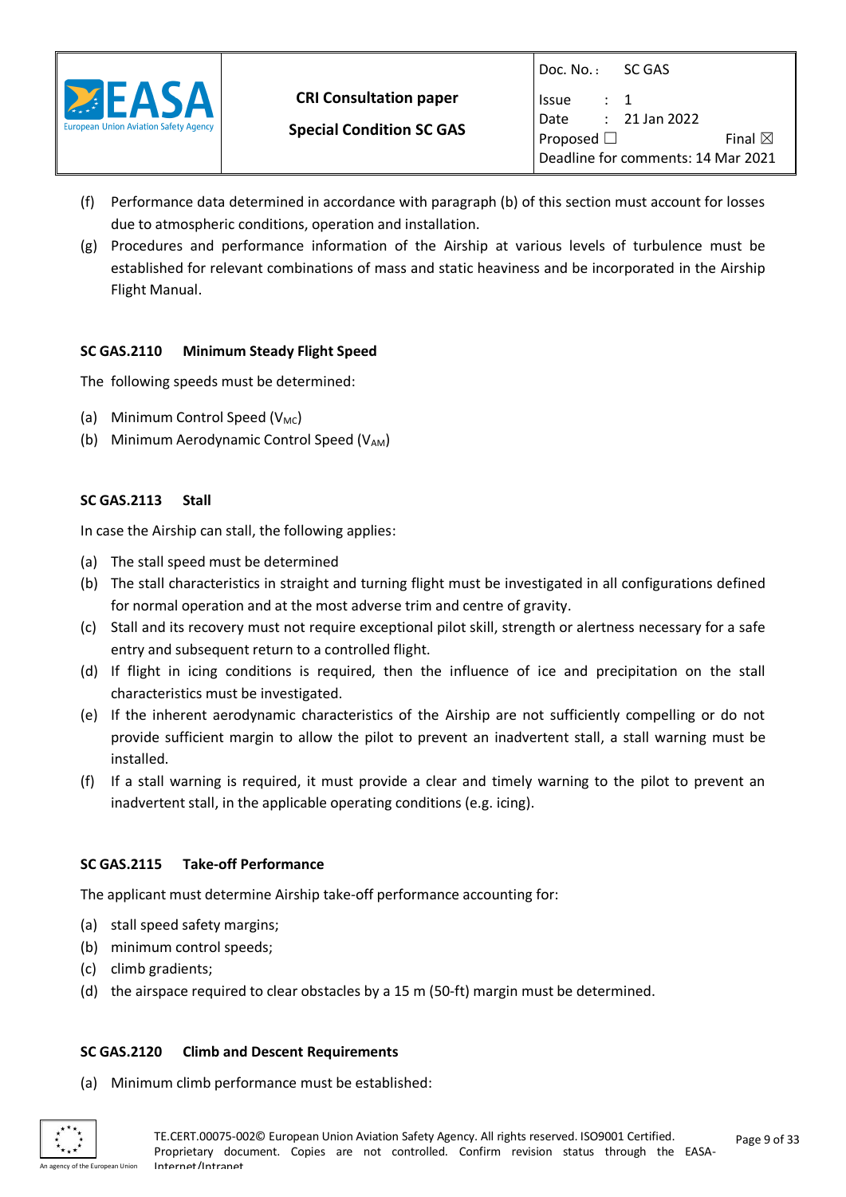(f) Performance data determined in accordance with paragraph (b) of this section must account for losses due to atmospheric conditions, operation and installation.

(g) Procedures and performance information of the Airship at various levels of turbulence must be established for relevant combinations of mass and static heaviness and be incorporated in the Airship Flight Manual.

### SC GAS.2110 Minimum Steady Flight Speed

The following speeds must be determined:

(a) Minimum Control Speed ($V_{MC}$)

(b) Minimum Aerodynamic Control Speed ($V_{AM}$)

### SC GAS.2113 Stall

In case the Airship can stall, the following applies:

(a) The stall speed must be determined

(b) The stall characteristics in straight and turning flight must be investigated in all configurations defined for normal operation and at the most adverse trim and centre of gravity.

(c) Stall and its recovery must not require exceptional pilot skill, strength or alertness necessary for a safe entry and subsequent return to a controlled flight.

(d) If flight in icing conditions is required, then the influence of ice and precipitation on the stall characteristics must be investigated.

(e) If the inherent aerodynamic characteristics of the Airship are not sufficiently compelling or do not provide sufficient margin to allow the pilot to prevent an inadvertent stall, a stall warning must be installed.

(f) If a stall warning is required, it must provide a clear and timely warning to the pilot to prevent an inadvertent stall, in the applicable operating conditions (e.g. icing).

### SC GAS.2115 Take-off Performance

The applicant must determine Airship take-off performance accounting for:

(a) stall speed safety margins;

(b) minimum control speeds;

(c) climb gradients;

(d) the airspace required to clear obstacles by a 15 m (50-ft) margin must be determined.

### SC GAS.2120 Climb and Descent Requirements

(a) Minimum climb performance must be established: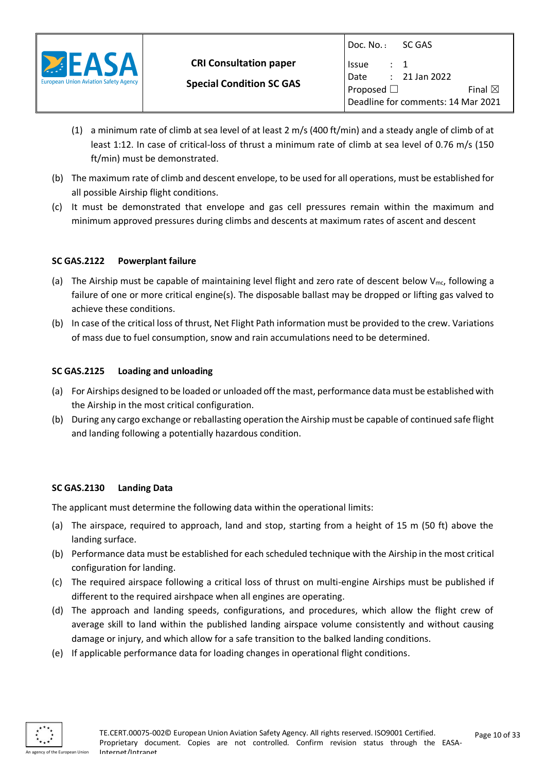(1) a minimum rate of climb at sea level of at least 2 m/s (400 ft/min) and a steady angle of climb of at least 1:12. In case of critical-loss of thrust a minimum rate of climb at sea level of 0.76 m/s (150 ft/min) must be demonstrated.

(b) The maximum rate of climb and descent envelope, to be used for all operations, must be established for all possible Airship flight conditions.

(c) It must be demonstrated that envelope and gas cell pressures remain within the maximum and minimum approved pressures during climbs and descents at maximum rates of ascent and descent

**SC GAS.2122 Powerplant failure**

(a) The Airship must be capable of maintaining level flight and zero rate of descent below $V_{mc}$, following a failure of one or more critical engine(s). The disposable ballast may be dropped or lifting gas valved to achieve these conditions.

(b) In case of the critical loss of thrust, Net Flight Path information must be provided to the crew. Variations of mass due to fuel consumption, snow and rain accumulations need to be determined.

**SC GAS.2125 Loading and unloading**

(a) For Airships designed to be loaded or unloaded off the mast, performance data must be established with the Airship in the most critical configuration.

(b) During any cargo exchange or reballasting operation the Airship must be capable of continued safe flight and landing following a potentially hazardous condition.

**SC GAS.2130 Landing Data**

The applicant must determine the following data within the operational limits:

(a) The airspace, required to approach, land and stop, starting from a height of 15 m (50 ft) above the landing surface.

(b) Performance data must be established for each scheduled technique with the Airship in the most critical configuration for landing.

(c) The required airspace following a critical loss of thrust on multi-engine Airships must be published if different to the required airshpace when all engines are operating.

(d) The approach and landing speeds, configurations, and procedures, which allow the flight crew of average skill to land within the published landing airspace volume consistently and without causing damage or injury, and which allow for a safe transition to the balked landing conditions.

(e) If applicable performance data for loading changes in operational flight conditions.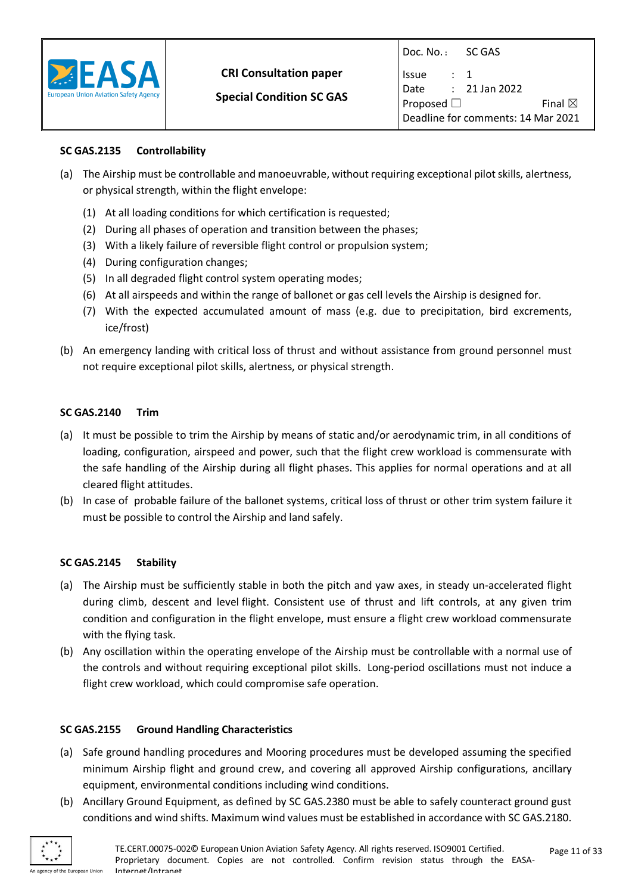### SC GAS.2135 Controllability

(a) The Airship must be controllable and manoeuvrable, without requiring exceptional pilot skills, alertness, or physical strength, within the flight envelope:

  (1) At all loading conditions for which certification is requested;
  (2) During all phases of operation and transition between the phases;
  (3) With a likely failure of reversible flight control or propulsion system;
  (4) During configuration changes;
  (5) In all degraded flight control system operating modes;
  (6) At all airspeeds and within the range of ballonet or gas cell levels the Airship is designed for.
  (7) With the expected accumulated amount of mass (e.g. due to precipitation, bird excrements, ice/frost)

(b) An emergency landing with critical loss of thrust and without assistance from ground personnel must not require exceptional pilot skills, alertness, or physical strength.

### SC GAS.2140 Trim

(a) It must be possible to trim the Airship by means of static and/or aerodynamic trim, in all conditions of loading, configuration, airspeed and power, such that the flight crew workload is commensurate with the safe handling of the Airship during all flight phases. This applies for normal operations and at all cleared flight attitudes.

(b) In case of probable failure of the ballonet systems, critical loss of thrust or other trim system failure it must be possible to control the Airship and land safely.

### SC GAS.2145 Stability

(a) The Airship must be sufficiently stable in both the pitch and yaw axes, in steady un-accelerated flight during climb, descent and level flight. Consistent use of thrust and lift controls, at any given trim condition and configuration in the flight envelope, must ensure a flight crew workload commensurate with the flying task.

(b) Any oscillation within the operating envelope of the Airship must be controllable with a normal use of the controls and without requiring exceptional pilot skills. Long-period oscillations must not induce a flight crew workload, which could compromise safe operation.

### SC GAS.2155 Ground Handling Characteristics

(a) Safe ground handling procedures and Mooring procedures must be developed assuming the specified minimum Airship flight and ground crew, and covering all approved Airship configurations, ancillary equipment, environmental conditions including wind conditions.

(b) Ancillary Ground Equipment, as defined by SC GAS.2380 must be able to safely counteract ground gust conditions and wind shifts. Maximum wind values must be established in accordance with SC GAS.2180.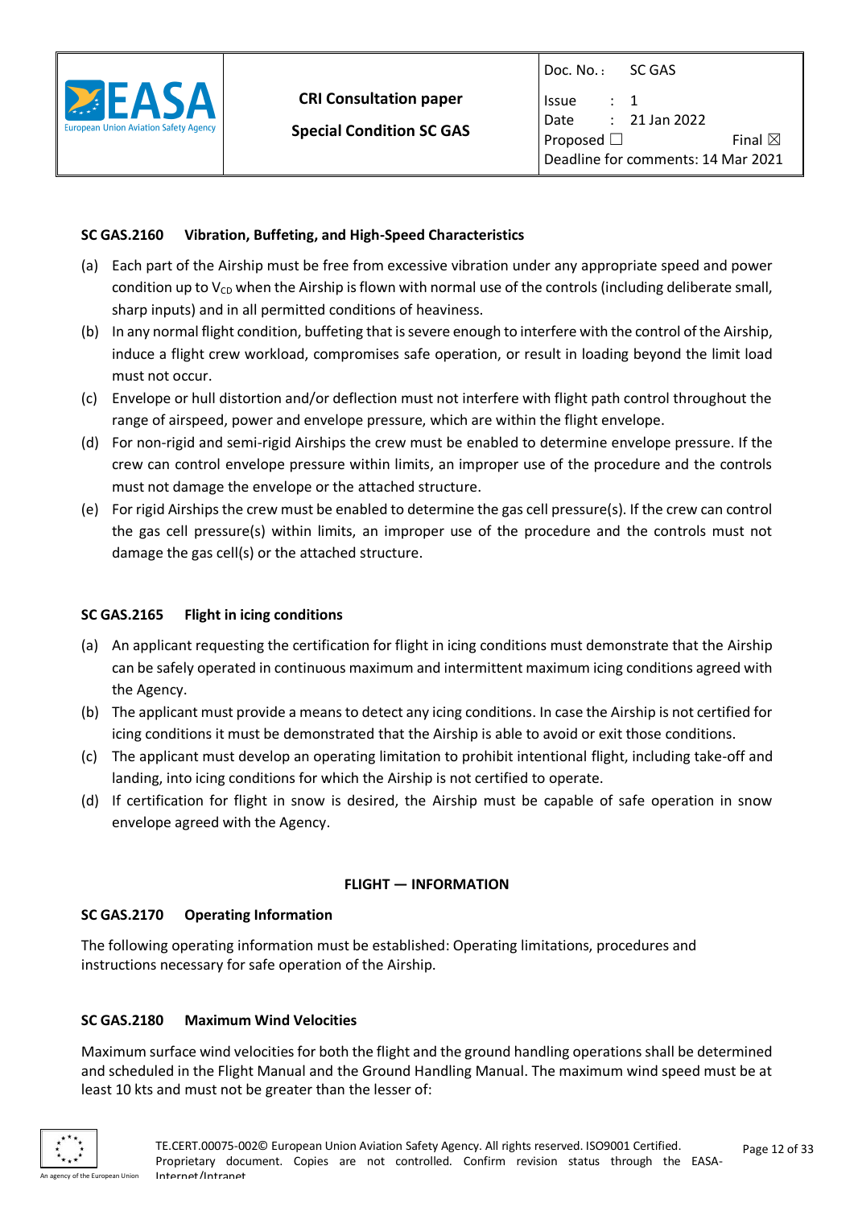### SC GAS.2160 Vibration, Buffeting, and High-Speed Characteristics

(a) Each part of the Airship must be free from excessive vibration under any appropriate speed and power condition up to $V_{CD}$ when the Airship is flown with normal use of the controls (including deliberate small, sharp inputs) and in all permitted conditions of heaviness.

(b) In any normal flight condition, buffeting that is severe enough to interfere with the control of the Airship, induce a flight crew workload, compromises safe operation, or result in loading beyond the limit load must not occur.

(c) Envelope or hull distortion and/or deflection must not interfere with flight path control throughout the range of airspeed, power and envelope pressure, which are within the flight envelope.

(d) For non-rigid and semi-rigid Airships the crew must be enabled to determine envelope pressure. If the crew can control envelope pressure within limits, an improper use of the procedure and the controls must not damage the envelope or the attached structure.

(e) For rigid Airships the crew must be enabled to determine the gas cell pressure(s). If the crew can control the gas cell pressure(s) within limits, an improper use of the procedure and the controls must not damage the gas cell(s) or the attached structure.

### SC GAS.2165 Flight in icing conditions

(a) An applicant requesting the certification for flight in icing conditions must demonstrate that the Airship can be safely operated in continuous maximum and intermittent maximum icing conditions agreed with the Agency.

(b) The applicant must provide a means to detect any icing conditions. In case the Airship is not certified for icing conditions it must be demonstrated that the Airship is able to avoid or exit those conditions.

(c) The applicant must develop an operating limitation to prohibit intentional flight, including take-off and landing, into icing conditions for which the Airship is not certified to operate.

(d) If certification for flight in snow is desired, the Airship must be capable of safe operation in snow envelope agreed with the Agency.

## FLIGHT — INFORMATION

### SC GAS.2170 Operating Information

The following operating information must be established: Operating limitations, procedures and instructions necessary for safe operation of the Airship.

### SC GAS.2180 Maximum Wind Velocities

Maximum surface wind velocities for both the flight and the ground handling operations shall be determined and scheduled in the Flight Manual and the Ground Handling Manual. The maximum wind speed must be at least 10 kts and must not be greater than the lesser of: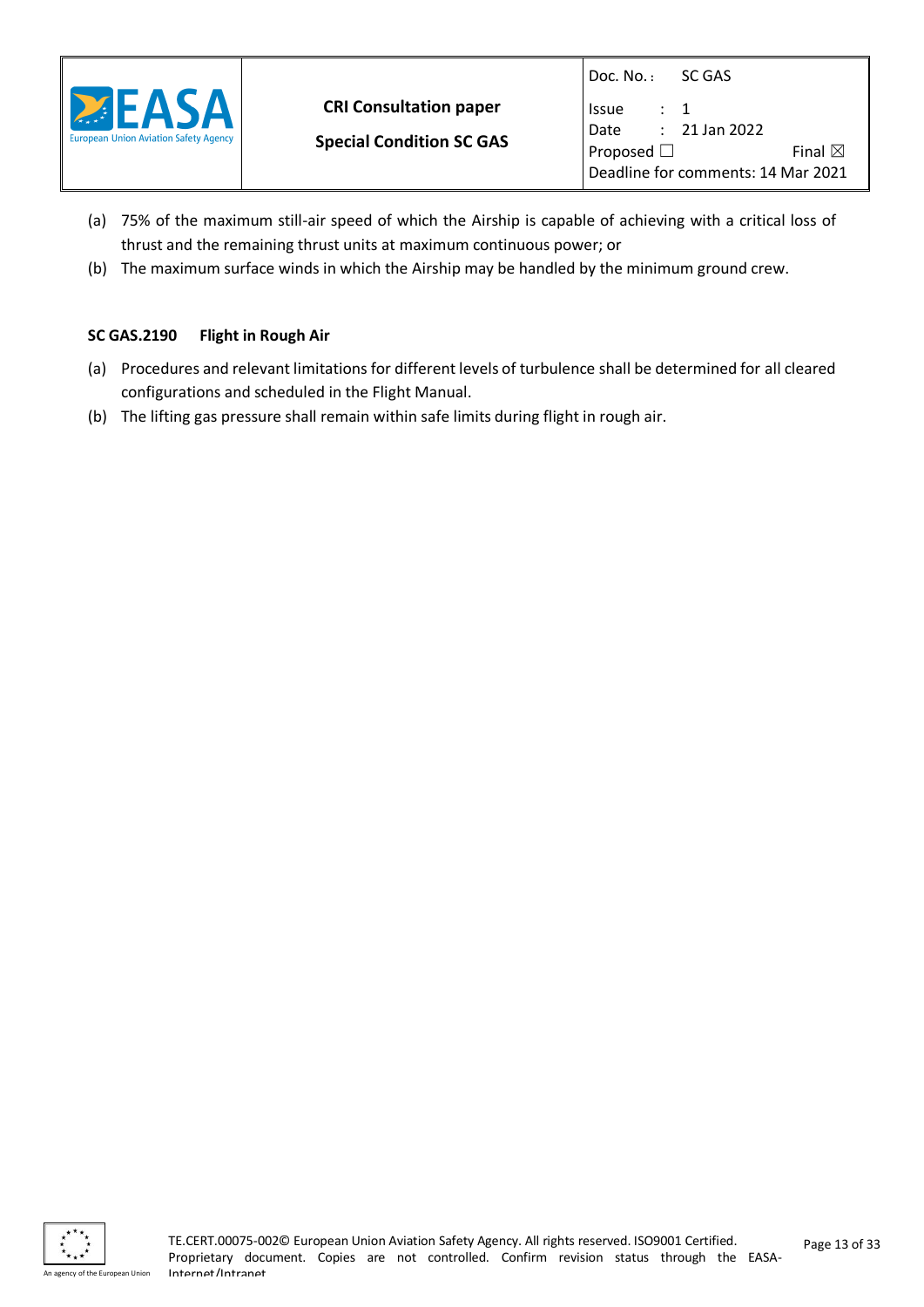(a) 75% of the maximum still-air speed of which the Airship is capable of achieving with a critical loss of thrust and the remaining thrust units at maximum continuous power; or

(b) The maximum surface winds in which the Airship may be handled by the minimum ground crew.

### SC GAS.2190 Flight in Rough Air

(a) Procedures and relevant limitations for different levels of turbulence shall be determined for all cleared configurations and scheduled in the Flight Manual.

(b) The lifting gas pressure shall remain within safe limits during flight in rough air.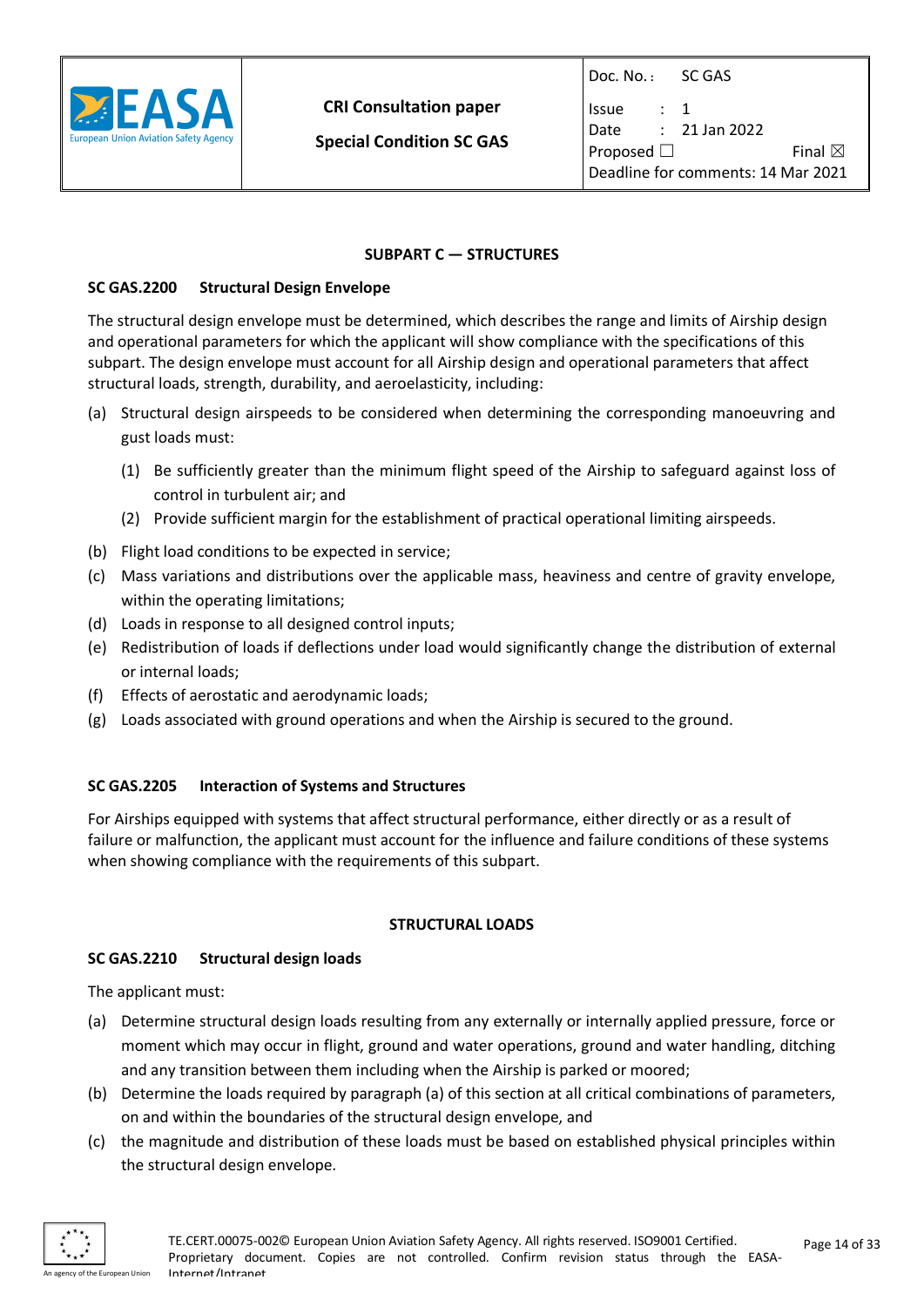## SUBPART C — STRUCTURES

### SC GAS.2200 Structural Design Envelope

The structural design envelope must be determined, which describes the range and limits of Airship design and operational parameters for which the applicant will show compliance with the specifications of this subpart. The design envelope must account for all Airship design and operational parameters that affect structural loads, strength, durability, and aeroelasticity, including:

(a) Structural design airspeeds to be considered when determining the corresponding manoeuvring and gust loads must:

  (1) Be sufficiently greater than the minimum flight speed of the Airship to safeguard against loss of control in turbulent air; and

  (2) Provide sufficient margin for the establishment of practical operational limiting airspeeds.

(b) Flight load conditions to be expected in service;

(c) Mass variations and distributions over the applicable mass, heaviness and centre of gravity envelope, within the operating limitations;

(d) Loads in response to all designed control inputs;

(e) Redistribution of loads if deflections under load would significantly change the distribution of external or internal loads;

(f) Effects of aerostatic and aerodynamic loads;

(g) Loads associated with ground operations and when the Airship is secured to the ground.

### SC GAS.2205 Interaction of Systems and Structures

For Airships equipped with systems that affect structural performance, either directly or as a result of failure or malfunction, the applicant must account for the influence and failure conditions of these systems when showing compliance with the requirements of this subpart.

## STRUCTURAL LOADS

### SC GAS.2210 Structural design loads

The applicant must:

(a) Determine structural design loads resulting from any externally or internally applied pressure, force or moment which may occur in flight, ground and water operations, ground and water handling, ditching and any transition between them including when the Airship is parked or moored;

(b) Determine the loads required by paragraph (a) of this section at all critical combinations of parameters, on and within the boundaries of the structural design envelope, and

(c) the magnitude and distribution of these loads must be based on established physical principles within the structural design envelope.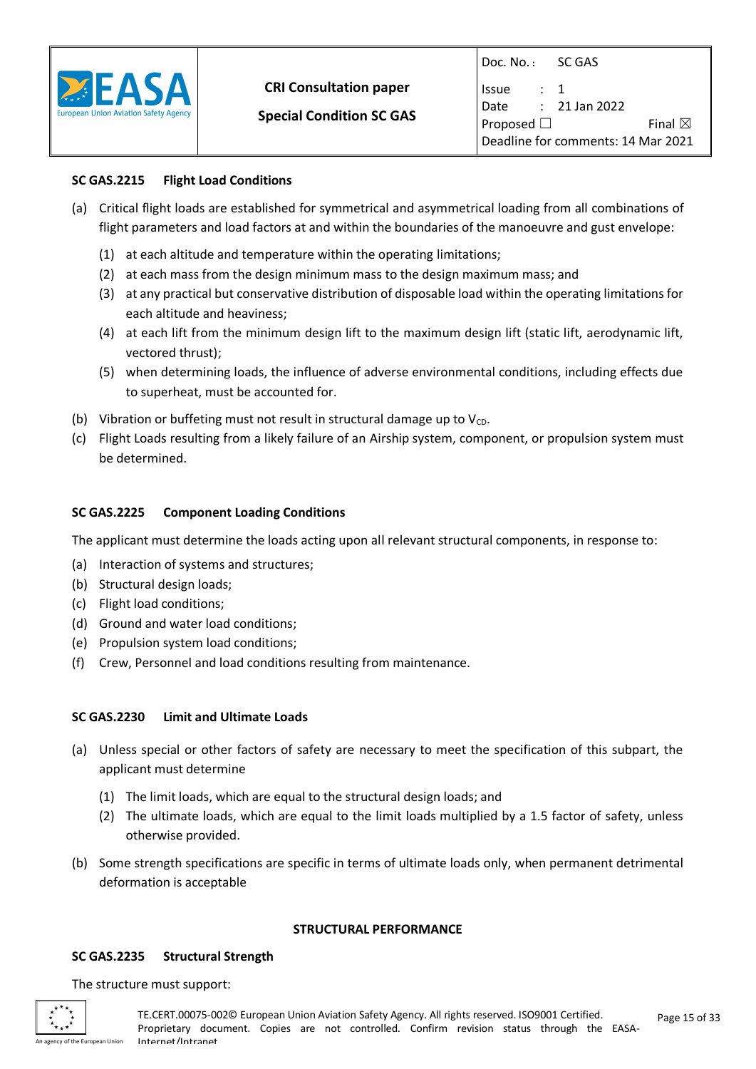### SC GAS.2215 Flight Load Conditions

(a) Critical flight loads are established for symmetrical and asymmetrical loading from all combinations of flight parameters and load factors at and within the boundaries of the manoeuvre and gust envelope:

  (1) at each altitude and temperature within the operating limitations;
  (2) at each mass from the design minimum mass to the design maximum mass; and
  (3) at any practical but conservative distribution of disposable load within the operating limitations for each altitude and heaviness;
  (4) at each lift from the minimum design lift to the maximum design lift (static lift, aerodynamic lift, vectored thrust);
  (5) when determining loads, the influence of adverse environmental conditions, including effects due to superheat, must be accounted for.

(b) Vibration or buffeting must not result in structural damage up to $V_{CD}$.

(c) Flight Loads resulting from a likely failure of an Airship system, component, or propulsion system must be determined.

### SC GAS.2225 Component Loading Conditions

The applicant must determine the loads acting upon all relevant structural components, in response to:

(a) Interaction of systems and structures;
(b) Structural design loads;
(c) Flight load conditions;
(d) Ground and water load conditions;
(e) Propulsion system load conditions;
(f) Crew, Personnel and load conditions resulting from maintenance.

### SC GAS.2230 Limit and Ultimate Loads

(a) Unless special or other factors of safety are necessary to meet the specification of this subpart, the applicant must determine

  (1) The limit loads, which are equal to the structural design loads; and
  (2) The ultimate loads, which are equal to the limit loads multiplied by a 1.5 factor of safety, unless otherwise provided.

(b) Some strength specifications are specific in terms of ultimate loads only, when permanent detrimental deformation is acceptable

## STRUCTURAL PERFORMANCE

### SC GAS.2235 Structural Strength

The structure must support: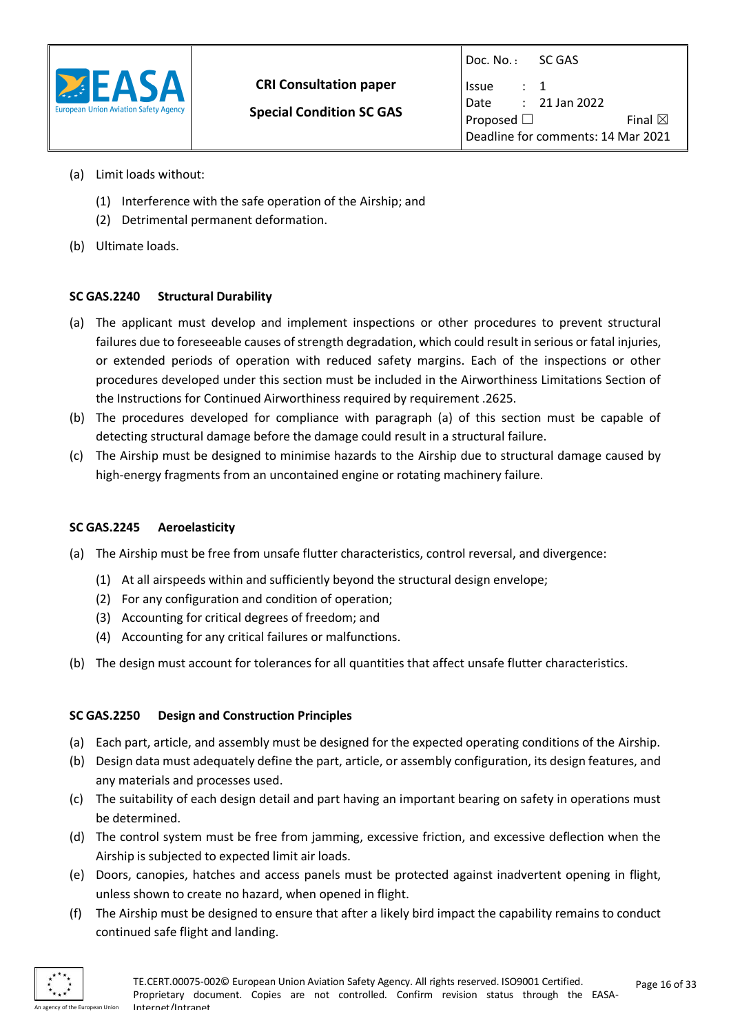(a) Limit loads without:

  (1) Interference with the safe operation of the Airship; and
  (2) Detrimental permanent deformation.

(b) Ultimate loads.

## SC GAS.2240 Structural Durability

(a) The applicant must develop and implement inspections or other procedures to prevent structural failures due to foreseeable causes of strength degradation, which could result in serious or fatal injuries, or extended periods of operation with reduced safety margins. Each of the inspections or other procedures developed under this section must be included in the Airworthiness Limitations Section of the Instructions for Continued Airworthiness required by requirement .2625.

(b) The procedures developed for compliance with paragraph (a) of this section must be capable of detecting structural damage before the damage could result in a structural failure.

(c) The Airship must be designed to minimise hazards to the Airship due to structural damage caused by high-energy fragments from an uncontained engine or rotating machinery failure.

## SC GAS.2245 Aeroelasticity

(a) The Airship must be free from unsafe flutter characteristics, control reversal, and divergence:

  (1) At all airspeeds within and sufficiently beyond the structural design envelope;
  (2) For any configuration and condition of operation;
  (3) Accounting for critical degrees of freedom; and
  (4) Accounting for any critical failures or malfunctions.

(b) The design must account for tolerances for all quantities that affect unsafe flutter characteristics.

## SC GAS.2250 Design and Construction Principles

(a) Each part, article, and assembly must be designed for the expected operating conditions of the Airship.

(b) Design data must adequately define the part, article, or assembly configuration, its design features, and any materials and processes used.

(c) The suitability of each design detail and part having an important bearing on safety in operations must be determined.

(d) The control system must be free from jamming, excessive friction, and excessive deflection when the Airship is subjected to expected limit air loads.

(e) Doors, canopies, hatches and access panels must be protected against inadvertent opening in flight, unless shown to create no hazard, when opened in flight.

(f) The Airship must be designed to ensure that after a likely bird impact the capability remains to conduct continued safe flight and landing.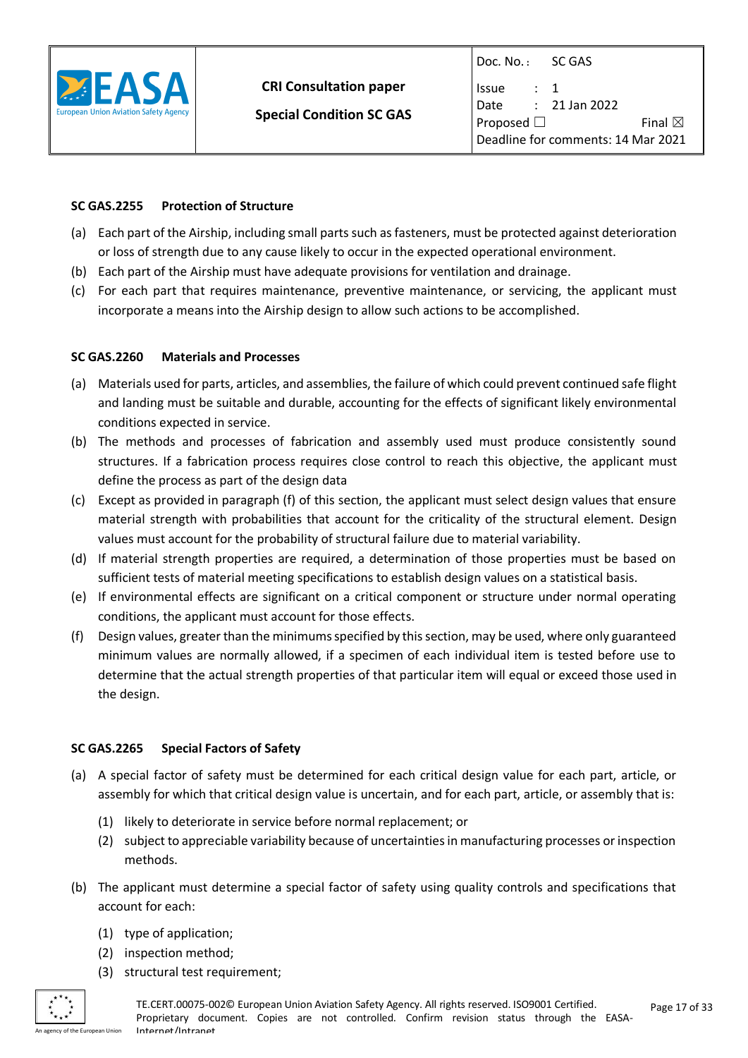### SC GAS.2255 Protection of Structure

(a) Each part of the Airship, including small parts such as fasteners, must be protected against deterioration or loss of strength due to any cause likely to occur in the expected operational environment.

(b) Each part of the Airship must have adequate provisions for ventilation and drainage.

(c) For each part that requires maintenance, preventive maintenance, or servicing, the applicant must incorporate a means into the Airship design to allow such actions to be accomplished.

### SC GAS.2260 Materials and Processes

(a) Materials used for parts, articles, and assemblies, the failure of which could prevent continued safe flight and landing must be suitable and durable, accounting for the effects of significant likely environmental conditions expected in service.

(b) The methods and processes of fabrication and assembly used must produce consistently sound structures. If a fabrication process requires close control to reach this objective, the applicant must define the process as part of the design data

(c) Except as provided in paragraph (f) of this section, the applicant must select design values that ensure material strength with probabilities that account for the criticality of the structural element. Design values must account for the probability of structural failure due to material variability.

(d) If material strength properties are required, a determination of those properties must be based on sufficient tests of material meeting specifications to establish design values on a statistical basis.

(e) If environmental effects are significant on a critical component or structure under normal operating conditions, the applicant must account for those effects.

(f) Design values, greater than the minimums specified by this section, may be used, where only guaranteed minimum values are normally allowed, if a specimen of each individual item is tested before use to determine that the actual strength properties of that particular item will equal or exceed those used in the design.

### SC GAS.2265 Special Factors of Safety

(a) A special factor of safety must be determined for each critical design value for each part, article, or assembly for which that critical design value is uncertain, and for each part, article, or assembly that is:

  (1) likely to deteriorate in service before normal replacement; or

  (2) subject to appreciable variability because of uncertainties in manufacturing processes or inspection methods.

(b) The applicant must determine a special factor of safety using quality controls and specifications that account for each:

  (1) type of application;

  (2) inspection method;

  (3) structural test requirement;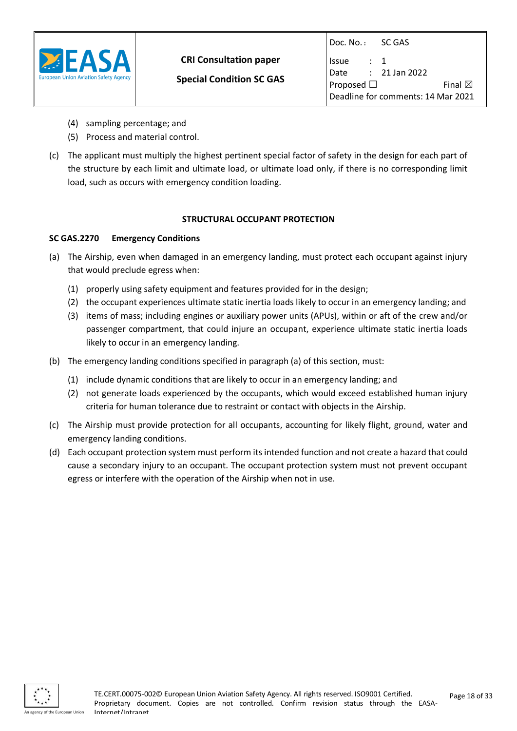(4) sampling percentage; and

(5) Process and material control.

(c) The applicant must multiply the highest pertinent special factor of safety in the design for each part of the structure by each limit and ultimate load, or ultimate load only, if there is no corresponding limit load, such as occurs with emergency condition loading.

## STRUCTURAL OCCUPANT PROTECTION

### SC GAS.2270 Emergency Conditions

(a) The Airship, even when damaged in an emergency landing, must protect each occupant against injury that would preclude egress when:

(1) properly using safety equipment and features provided for in the design;

(2) the occupant experiences ultimate static inertia loads likely to occur in an emergency landing; and

(3) items of mass; including engines or auxiliary power units (APUs), within or aft of the crew and/or passenger compartment, that could injure an occupant, experience ultimate static inertia loads likely to occur in an emergency landing.

(b) The emergency landing conditions specified in paragraph (a) of this section, must:

(1) include dynamic conditions that are likely to occur in an emergency landing; and

(2) not generate loads experienced by the occupants, which would exceed established human injury criteria for human tolerance due to restraint or contact with objects in the Airship.

(c) The Airship must provide protection for all occupants, accounting for likely flight, ground, water and emergency landing conditions.

(d) Each occupant protection system must perform its intended function and not create a hazard that could cause a secondary injury to an occupant. The occupant protection system must not prevent occupant egress or interfere with the operation of the Airship when not in use.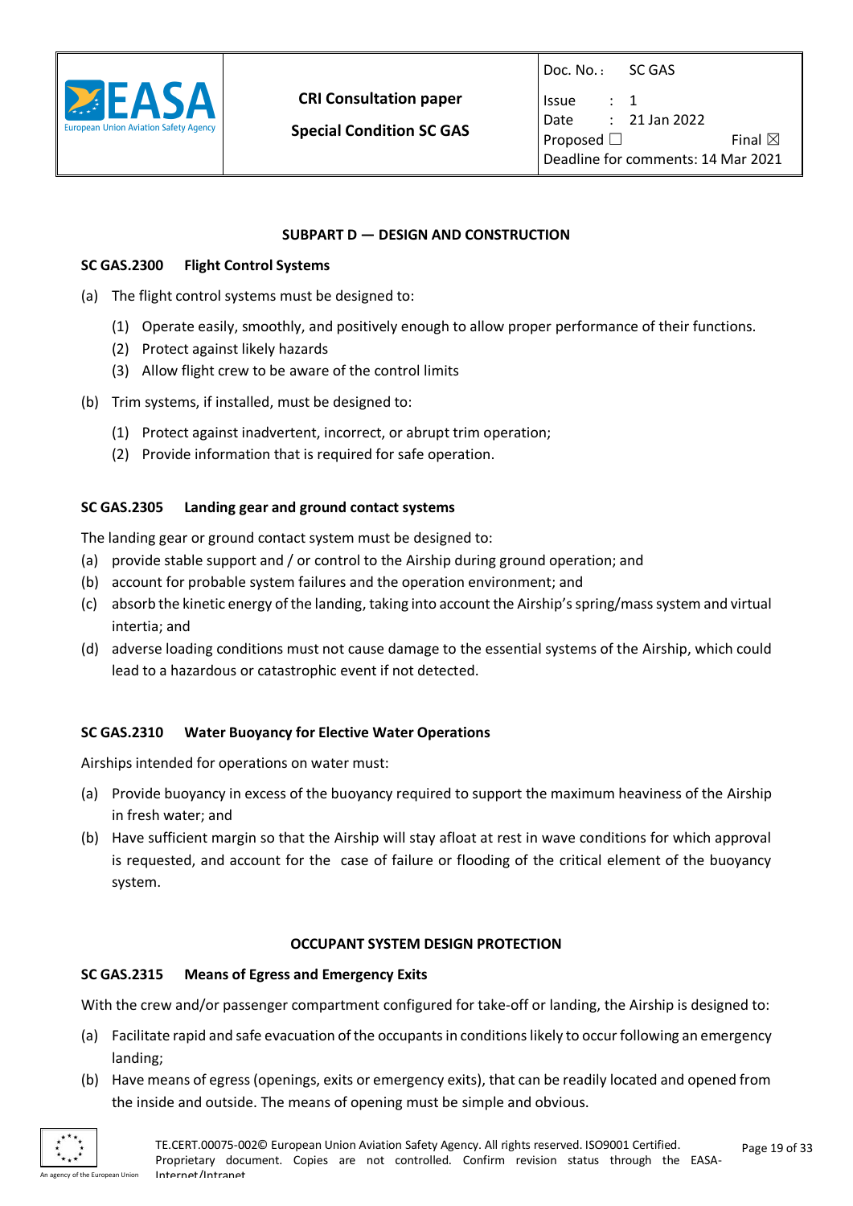## SUBPART D — DESIGN AND CONSTRUCTION

### SC GAS.2300 Flight Control Systems

(a) The flight control systems must be designed to:

  (1) Operate easily, smoothly, and positively enough to allow proper performance of their functions.
  (2) Protect against likely hazards
  (3) Allow flight crew to be aware of the control limits

(b) Trim systems, if installed, must be designed to:

  (1) Protect against inadvertent, incorrect, or abrupt trim operation;
  (2) Provide information that is required for safe operation.

### SC GAS.2305 Landing gear and ground contact systems

The landing gear or ground contact system must be designed to:

(a) provide stable support and / or control to the Airship during ground operation; and
(b) account for probable system failures and the operation environment; and
(c) absorb the kinetic energy of the landing, taking into account the Airship's spring/mass system and virtual intertia; and
(d) adverse loading conditions must not cause damage to the essential systems of the Airship, which could lead to a hazardous or catastrophic event if not detected.

### SC GAS.2310 Water Buoyancy for Elective Water Operations

Airships intended for operations on water must:

(a) Provide buoyancy in excess of the buoyancy required to support the maximum heaviness of the Airship in fresh water; and
(b) Have sufficient margin so that the Airship will stay afloat at rest in wave conditions for which approval is requested, and account for the case of failure or flooding of the critical element of the buoyancy system.

## OCCUPANT SYSTEM DESIGN PROTECTION

### SC GAS.2315 Means of Egress and Emergency Exits

With the crew and/or passenger compartment configured for take-off or landing, the Airship is designed to:

(a) Facilitate rapid and safe evacuation of the occupants in conditions likely to occur following an emergency landing;
(b) Have means of egress (openings, exits or emergency exits), that can be readily located and opened from the inside and outside. The means of opening must be simple and obvious.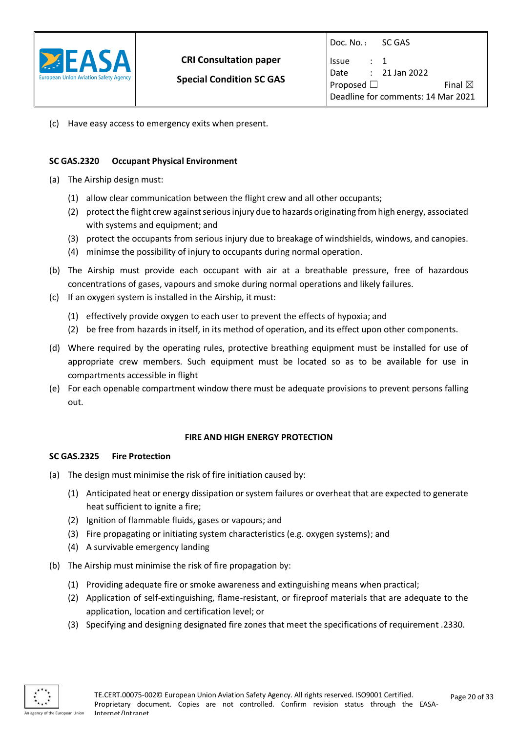(c) Have easy access to emergency exits when present.

**SC GAS.2320 Occupant Physical Environment**

(a) The Airship design must:

- (1) allow clear communication between the flight crew and all other occupants;
- (2) protect the flight crew against serious injury due to hazards originating from high energy, associated with systems and equipment; and
- (3) protect the occupants from serious injury due to breakage of windshields, windows, and canopies.
- (4) minimse the possibility of injury to occupants during normal operation.

(b) The Airship must provide each occupant with air at a breathable pressure, free of hazardous concentrations of gases, vapours and smoke during normal operations and likely failures.

(c) If an oxygen system is installed in the Airship, it must:

- (1) effectively provide oxygen to each user to prevent the effects of hypoxia; and
- (2) be free from hazards in itself, in its method of operation, and its effect upon other components.

(d) Where required by the operating rules, protective breathing equipment must be installed for use of appropriate crew members. Such equipment must be located so as to be available for use in compartments accessible in flight

(e) For each openable compartment window there must be adequate provisions to prevent persons falling out.

**FIRE AND HIGH ENERGY PROTECTION**

**SC GAS.2325 Fire Protection**

(a) The design must minimise the risk of fire initiation caused by:

- (1) Anticipated heat or energy dissipation or system failures or overheat that are expected to generate heat sufficient to ignite a fire;
- (2) Ignition of flammable fluids, gases or vapours; and
- (3) Fire propagating or initiating system characteristics (e.g. oxygen systems); and
- (4) A survivable emergency landing

(b) The Airship must minimise the risk of fire propagation by:

- (1) Providing adequate fire or smoke awareness and extinguishing means when practical;
- (2) Application of self-extinguishing, flame-resistant, or fireproof materials that are adequate to the application, location and certification level; or
- (3) Specifying and designing designated fire zones that meet the specifications of requirement .2330.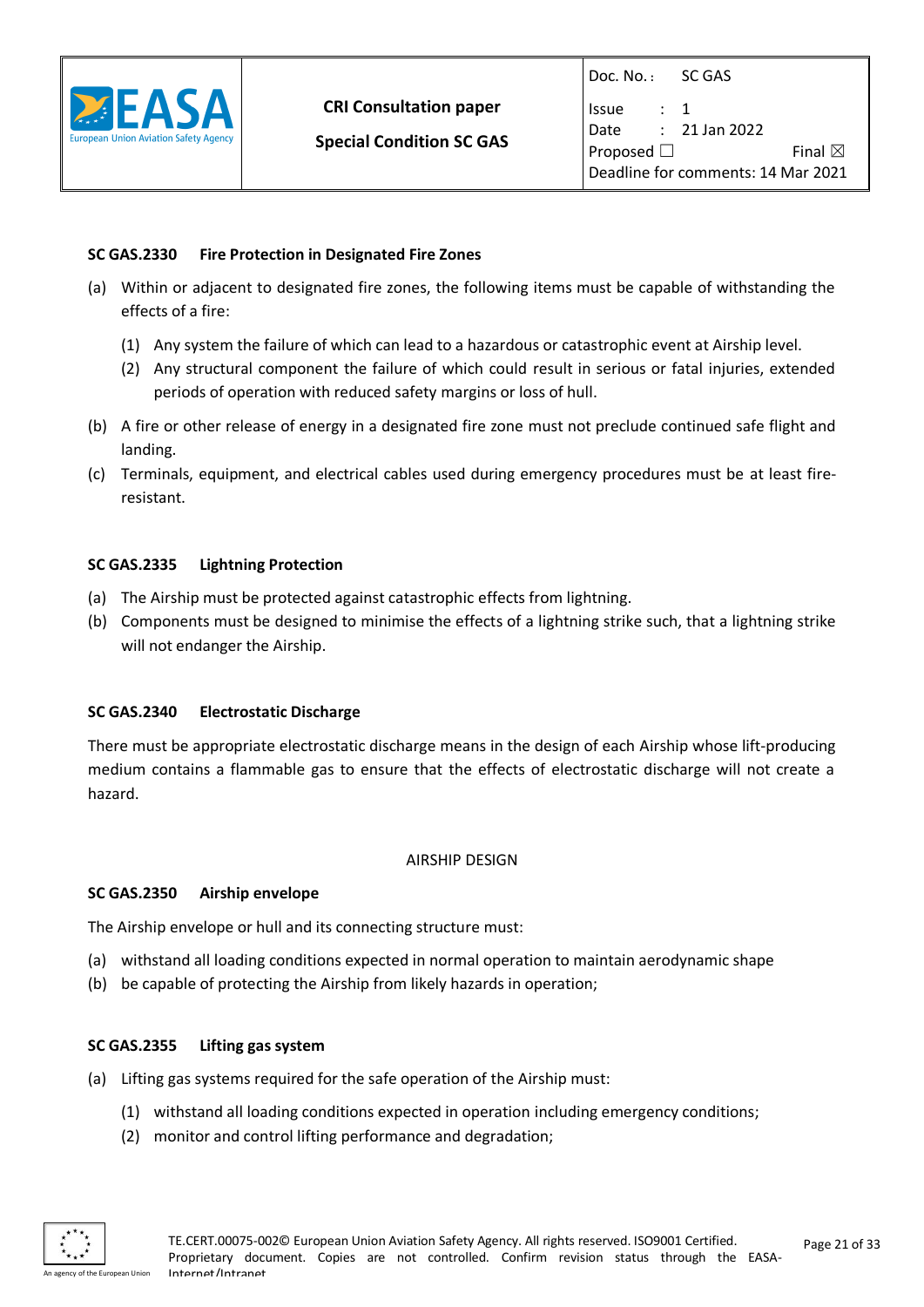### SC GAS.2330 Fire Protection in Designated Fire Zones

(a) Within or adjacent to designated fire zones, the following items must be capable of withstanding the effects of a fire:

   (1) Any system the failure of which can lead to a hazardous or catastrophic event at Airship level.
   (2) Any structural component the failure of which could result in serious or fatal injuries, extended periods of operation with reduced safety margins or loss of hull.

(b) A fire or other release of energy in a designated fire zone must not preclude continued safe flight and landing.

(c) Terminals, equipment, and electrical cables used during emergency procedures must be at least fire-resistant.

### SC GAS.2335 Lightning Protection

(a) The Airship must be protected against catastrophic effects from lightning.

(b) Components must be designed to minimise the effects of a lightning strike such, that a lightning strike will not endanger the Airship.

### SC GAS.2340 Electrostatic Discharge

There must be appropriate electrostatic discharge means in the design of each Airship whose lift-producing medium contains a flammable gas to ensure that the effects of electrostatic discharge will not create a hazard.

## AIRSHIP DESIGN

### SC GAS.2350 Airship envelope

The Airship envelope or hull and its connecting structure must:

(a) withstand all loading conditions expected in normal operation to maintain aerodynamic shape

(b) be capable of protecting the Airship from likely hazards in operation;

### SC GAS.2355 Lifting gas system

(a) Lifting gas systems required for the safe operation of the Airship must:

   (1) withstand all loading conditions expected in operation including emergency conditions;
   (2) monitor and control lifting performance and degradation;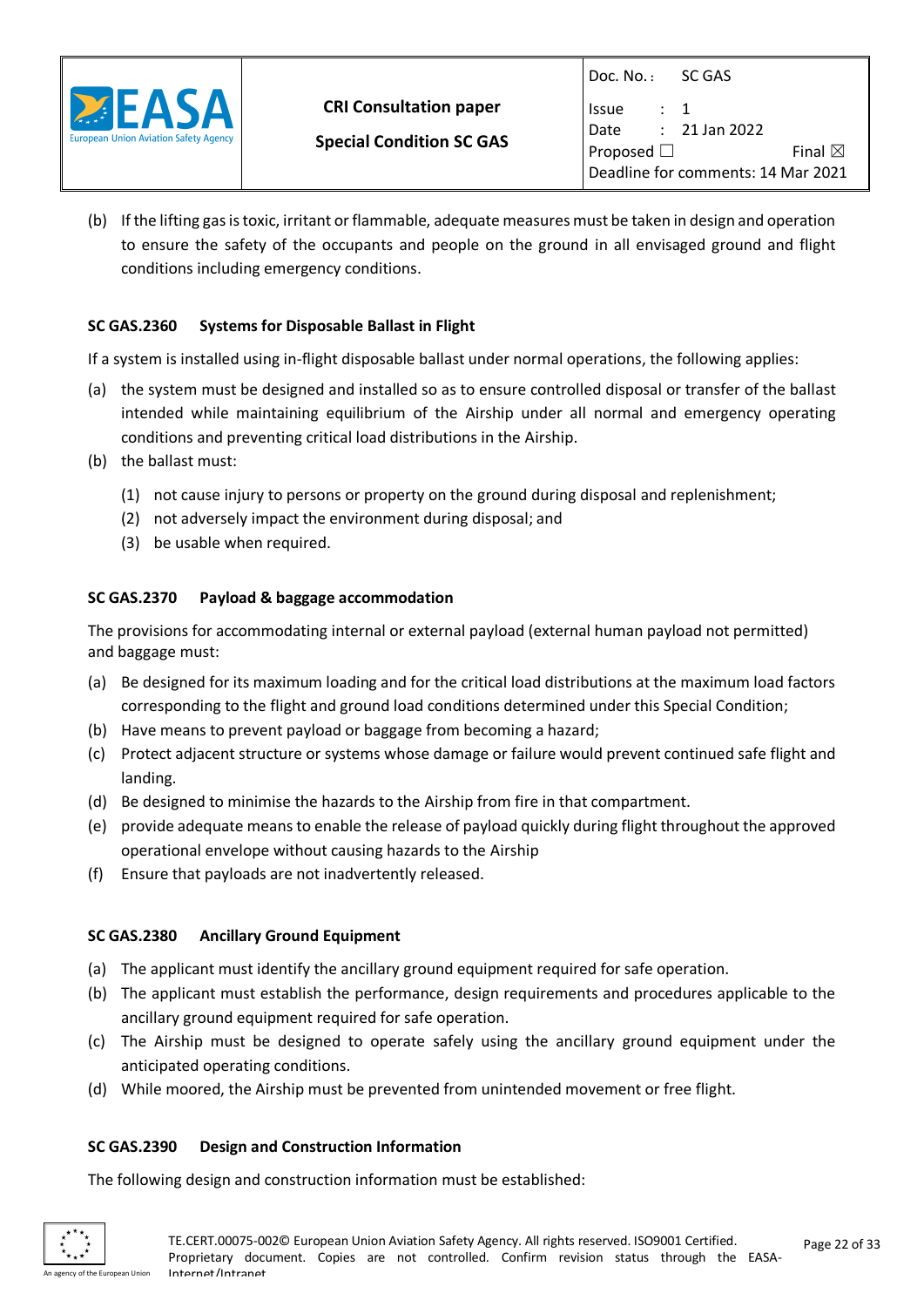(b) If the lifting gas is toxic, irritant or flammable, adequate measures must be taken in design and operation to ensure the safety of the occupants and people on the ground in all envisaged ground and flight conditions including emergency conditions.

### SC GAS.2360 Systems for Disposable Ballast in Flight

If a system is installed using in-flight disposable ballast under normal operations, the following applies:

(a) the system must be designed and installed so as to ensure controlled disposal or transfer of the ballast intended while maintaining equilibrium of the Airship under all normal and emergency operating conditions and preventing critical load distributions in the Airship.

(b) the ballast must:

(1) not cause injury to persons or property on the ground during disposal and replenishment;

(2) not adversely impact the environment during disposal; and

(3) be usable when required.

### SC GAS.2370 Payload & baggage accommodation

The provisions for accommodating internal or external payload (external human payload not permitted) and baggage must:

(a) Be designed for its maximum loading and for the critical load distributions at the maximum load factors corresponding to the flight and ground load conditions determined under this Special Condition;

(b) Have means to prevent payload or baggage from becoming a hazard;

(c) Protect adjacent structure or systems whose damage or failure would prevent continued safe flight and landing.

(d) Be designed to minimise the hazards to the Airship from fire in that compartment.

(e) provide adequate means to enable the release of payload quickly during flight throughout the approved operational envelope without causing hazards to the Airship

(f) Ensure that payloads are not inadvertently released.

### SC GAS.2380 Ancillary Ground Equipment

(a) The applicant must identify the ancillary ground equipment required for safe operation.

(b) The applicant must establish the performance, design requirements and procedures applicable to the ancillary ground equipment required for safe operation.

(c) The Airship must be designed to operate safely using the ancillary ground equipment under the anticipated operating conditions.

(d) While moored, the Airship must be prevented from unintended movement or free flight.

### SC GAS.2390 Design and Construction Information

The following design and construction information must be established: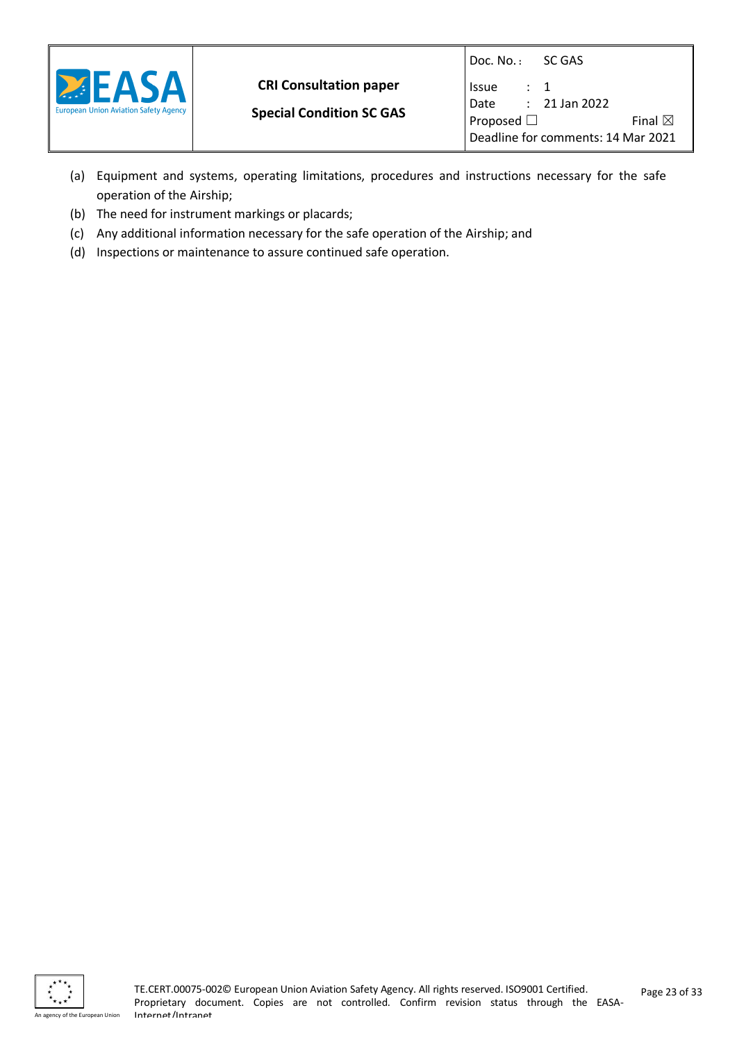(a) Equipment and systems, operating limitations, procedures and instructions necessary for the safe operation of the Airship;

(b) The need for instrument markings or placards;

(c) Any additional information necessary for the safe operation of the Airship; and

(d) Inspections or maintenance to assure continued safe operation.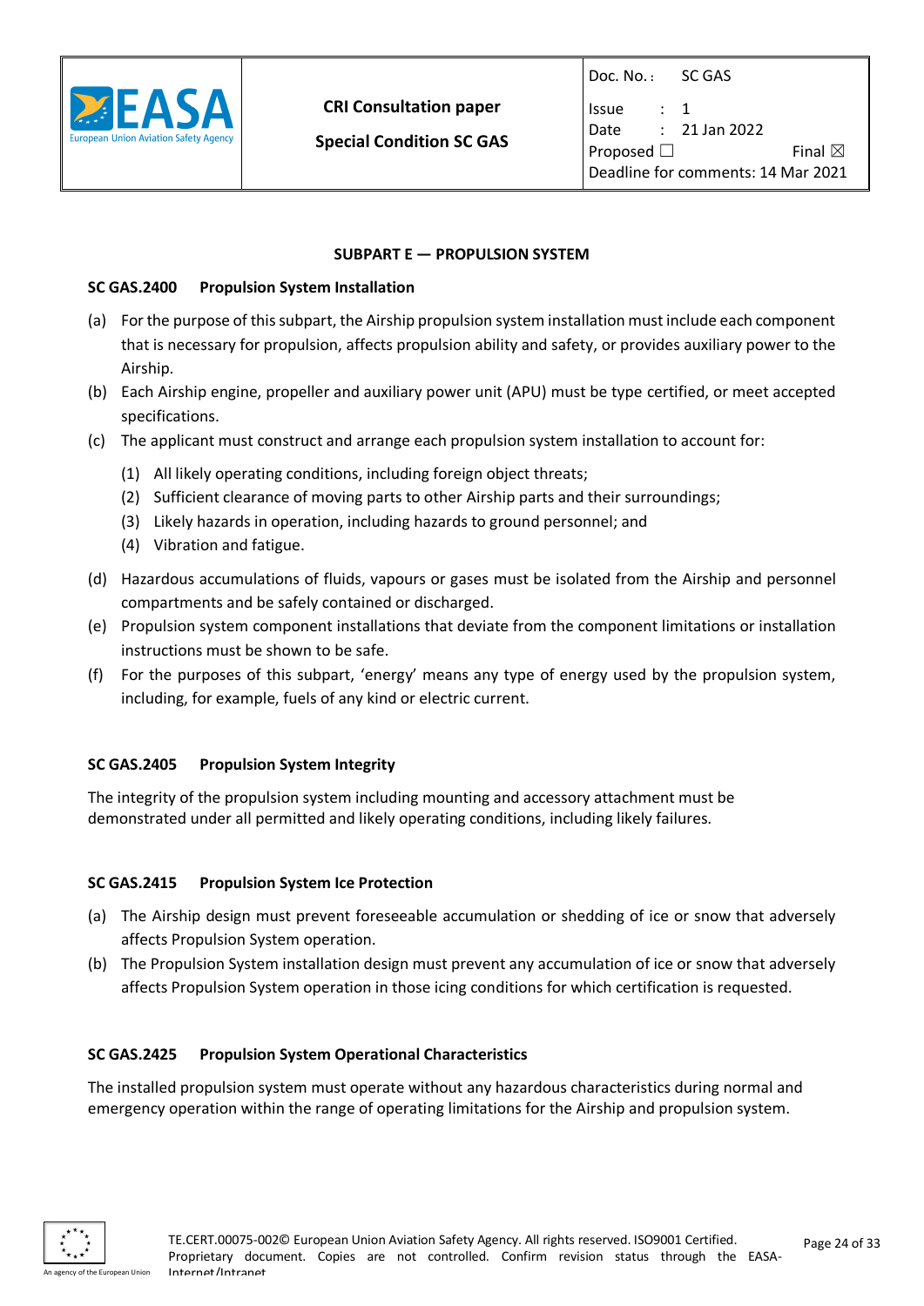## SUBPART E — PROPULSION SYSTEM

### SC GAS.2400 Propulsion System Installation

(a) For the purpose of this subpart, the Airship propulsion system installation must include each component that is necessary for propulsion, affects propulsion ability and safety, or provides auxiliary power to the Airship.

(b) Each Airship engine, propeller and auxiliary power unit (APU) must be type certified, or meet accepted specifications.

(c) The applicant must construct and arrange each propulsion system installation to account for:

  (1) All likely operating conditions, including foreign object threats;
  (2) Sufficient clearance of moving parts to other Airship parts and their surroundings;
  (3) Likely hazards in operation, including hazards to ground personnel; and
  (4) Vibration and fatigue.

(d) Hazardous accumulations of fluids, vapours or gases must be isolated from the Airship and personnel compartments and be safely contained or discharged.

(e) Propulsion system component installations that deviate from the component limitations or installation instructions must be shown to be safe.

(f) For the purposes of this subpart, 'energy' means any type of energy used by the propulsion system, including, for example, fuels of any kind or electric current.

### SC GAS.2405 Propulsion System Integrity

The integrity of the propulsion system including mounting and accessory attachment must be demonstrated under all permitted and likely operating conditions, including likely failures.

### SC GAS.2415 Propulsion System Ice Protection

(a) The Airship design must prevent foreseeable accumulation or shedding of ice or snow that adversely affects Propulsion System operation.

(b) The Propulsion System installation design must prevent any accumulation of ice or snow that adversely affects Propulsion System operation in those icing conditions for which certification is requested.

### SC GAS.2425 Propulsion System Operational Characteristics

The installed propulsion system must operate without any hazardous characteristics during normal and emergency operation within the range of operating limitations for the Airship and propulsion system.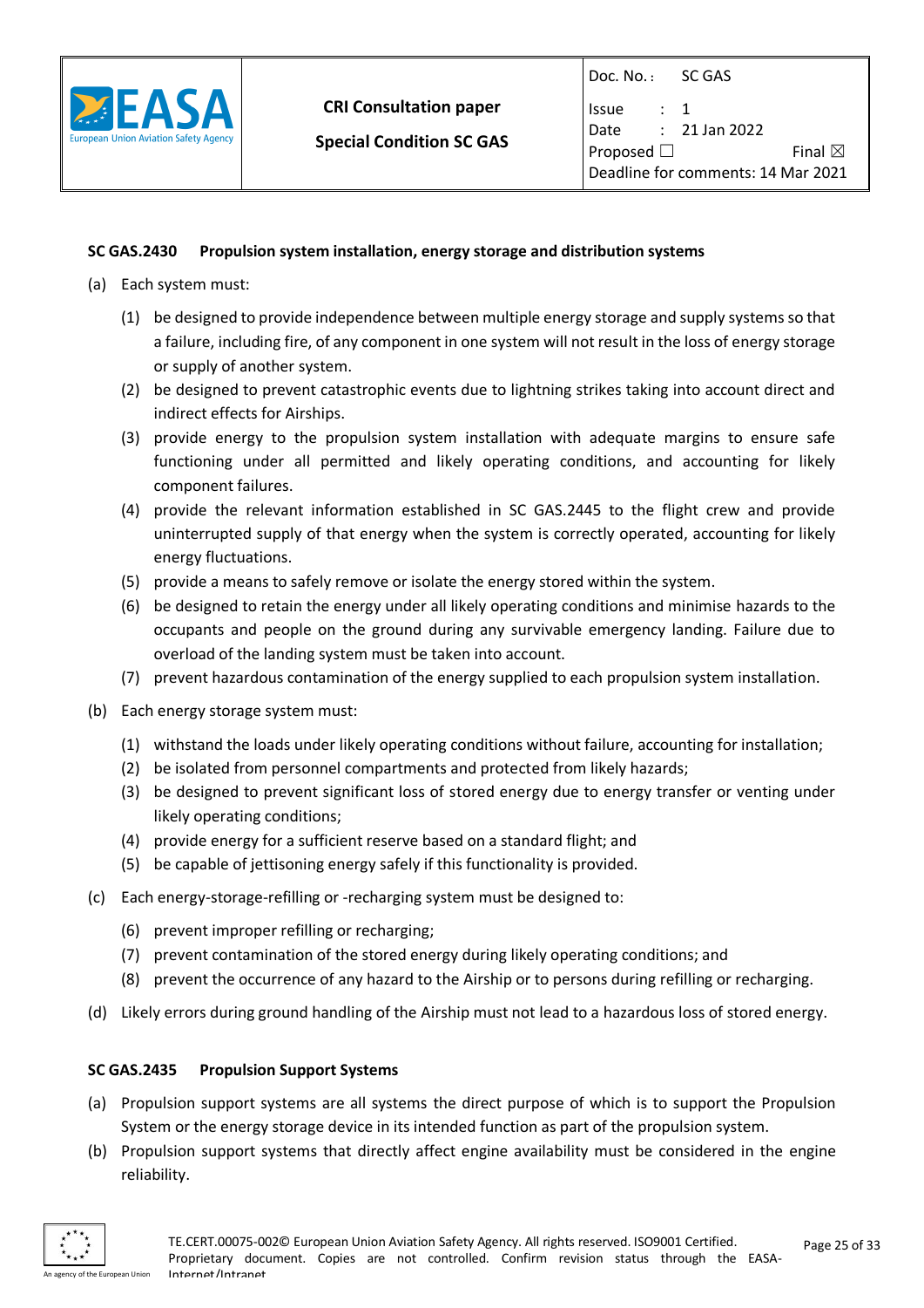**SC GAS.2430 Propulsion system installation, energy storage and distribution systems**

(a) Each system must:

(1) be designed to provide independence between multiple energy storage and supply systems so that a failure, including fire, of any component in one system will not result in the loss of energy storage or supply of another system.

(2) be designed to prevent catastrophic events due to lightning strikes taking into account direct and indirect effects for Airships.

(3) provide energy to the propulsion system installation with adequate margins to ensure safe functioning under all permitted and likely operating conditions, and accounting for likely component failures.

(4) provide the relevant information established in SC GAS.2445 to the flight crew and provide uninterrupted supply of that energy when the system is correctly operated, accounting for likely energy fluctuations.

(5) provide a means to safely remove or isolate the energy stored within the system.

(6) be designed to retain the energy under all likely operating conditions and minimise hazards to the occupants and people on the ground during any survivable emergency landing. Failure due to overload of the landing system must be taken into account.

(7) prevent hazardous contamination of the energy supplied to each propulsion system installation.

(b) Each energy storage system must:

(1) withstand the loads under likely operating conditions without failure, accounting for installation;

(2) be isolated from personnel compartments and protected from likely hazards;

(3) be designed to prevent significant loss of stored energy due to energy transfer or venting under likely operating conditions;

(4) provide energy for a sufficient reserve based on a standard flight; and

(5) be capable of jettisoning energy safely if this functionality is provided.

(c) Each energy-storage-refilling or -recharging system must be designed to:

(6) prevent improper refilling or recharging;

(7) prevent contamination of the stored energy during likely operating conditions; and

(8) prevent the occurrence of any hazard to the Airship or to persons during refilling or recharging.

(d) Likely errors during ground handling of the Airship must not lead to a hazardous loss of stored energy.

**SC GAS.2435 Propulsion Support Systems**

(a) Propulsion support systems are all systems the direct purpose of which is to support the Propulsion System or the energy storage device in its intended function as part of the propulsion system.

(b) Propulsion support systems that directly affect engine availability must be considered in the engine reliability.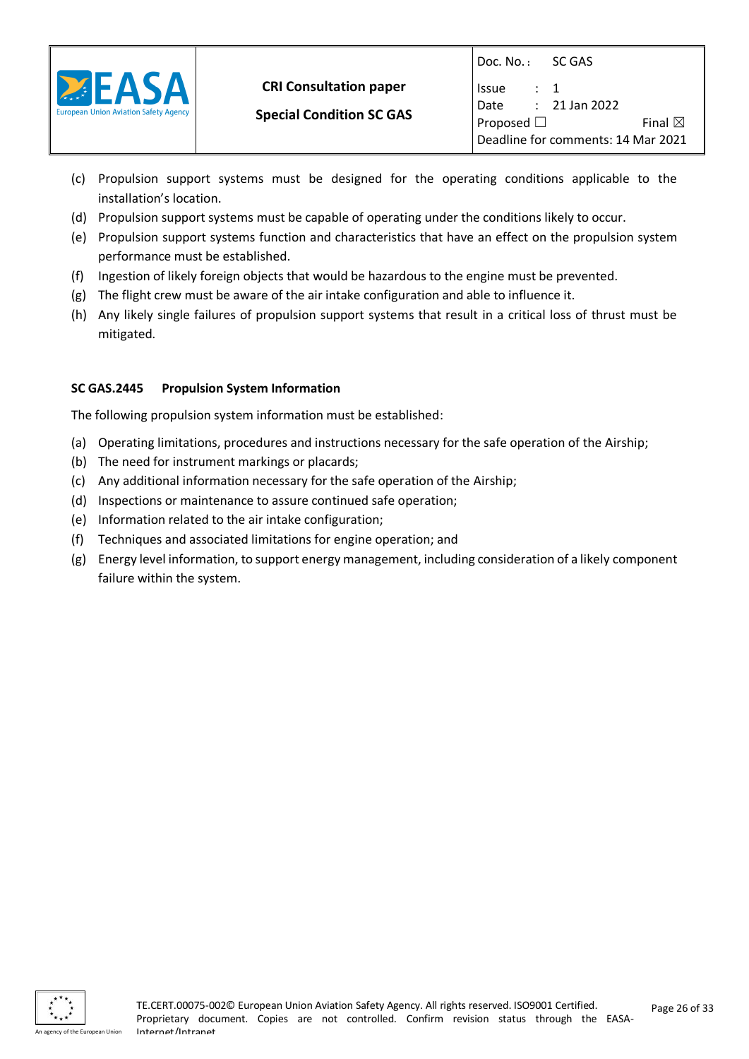(c) Propulsion support systems must be designed for the operating conditions applicable to the installation's location.

(d) Propulsion support systems must be capable of operating under the conditions likely to occur.

(e) Propulsion support systems function and characteristics that have an effect on the propulsion system performance must be established.

(f) Ingestion of likely foreign objects that would be hazardous to the engine must be prevented.

(g) The flight crew must be aware of the air intake configuration and able to influence it.

(h) Any likely single failures of propulsion support systems that result in a critical loss of thrust must be mitigated.

### SC GAS.2445 Propulsion System Information

The following propulsion system information must be established:

(a) Operating limitations, procedures and instructions necessary for the safe operation of the Airship;

(b) The need for instrument markings or placards;

(c) Any additional information necessary for the safe operation of the Airship;

(d) Inspections or maintenance to assure continued safe operation;

(e) Information related to the air intake configuration;

(f) Techniques and associated limitations for engine operation; and

(g) Energy level information, to support energy management, including consideration of a likely component failure within the system.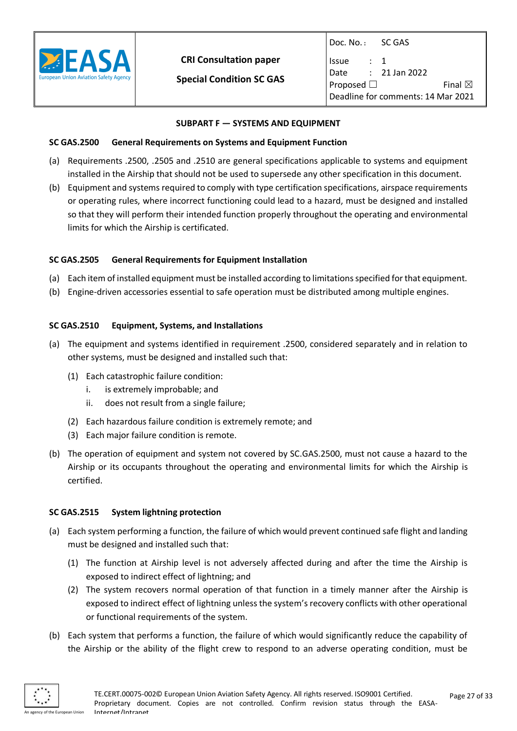## SUBPART F — SYSTEMS AND EQUIPMENT

### SC GAS.2500 General Requirements on Systems and Equipment Function

(a) Requirements .2500, .2505 and .2510 are general specifications applicable to systems and equipment installed in the Airship that should not be used to supersede any other specification in this document.

(b) Equipment and systems required to comply with type certification specifications, airspace requirements or operating rules, where incorrect functioning could lead to a hazard, must be designed and installed so that they will perform their intended function properly throughout the operating and environmental limits for which the Airship is certificated.

### SC GAS.2505 General Requirements for Equipment Installation

(a) Each item of installed equipment must be installed according to limitations specified for that equipment.

(b) Engine-driven accessories essential to safe operation must be distributed among multiple engines.

### SC GAS.2510 Equipment, Systems, and Installations

(a) The equipment and systems identified in requirement .2500, considered separately and in relation to other systems, must be designed and installed such that:

  (1) Each catastrophic failure condition:

    i. is extremely improbable; and

    ii. does not result from a single failure;

  (2) Each hazardous failure condition is extremely remote; and

  (3) Each major failure condition is remote.

(b) The operation of equipment and system not covered by SC.GAS.2500, must not cause a hazard to the Airship or its occupants throughout the operating and environmental limits for which the Airship is certified.

### SC GAS.2515 System lightning protection

(a) Each system performing a function, the failure of which would prevent continued safe flight and landing must be designed and installed such that:

  (1) The function at Airship level is not adversely affected during and after the time the Airship is exposed to indirect effect of lightning; and

  (2) The system recovers normal operation of that function in a timely manner after the Airship is exposed to indirect effect of lightning unless the system's recovery conflicts with other operational or functional requirements of the system.

(b) Each system that performs a function, the failure of which would significantly reduce the capability of the Airship or the ability of the flight crew to respond to an adverse operating condition, must be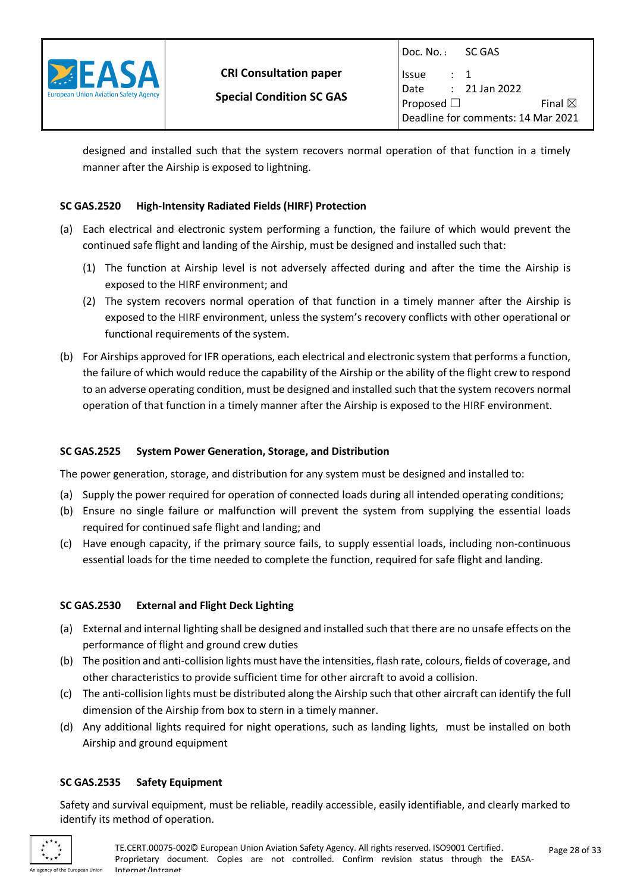designed and installed such that the system recovers normal operation of that function in a timely manner after the Airship is exposed to lightning.

### SC GAS.2520 High-Intensity Radiated Fields (HIRF) Protection

(a) Each electrical and electronic system performing a function, the failure of which would prevent the continued safe flight and landing of the Airship, must be designed and installed such that:

  (1) The function at Airship level is not adversely affected during and after the time the Airship is exposed to the HIRF environment; and

  (2) The system recovers normal operation of that function in a timely manner after the Airship is exposed to the HIRF environment, unless the system's recovery conflicts with other operational or functional requirements of the system.

(b) For Airships approved for IFR operations, each electrical and electronic system that performs a function, the failure of which would reduce the capability of the Airship or the ability of the flight crew to respond to an adverse operating condition, must be designed and installed such that the system recovers normal operation of that function in a timely manner after the Airship is exposed to the HIRF environment.

### SC GAS.2525 System Power Generation, Storage, and Distribution

The power generation, storage, and distribution for any system must be designed and installed to:

(a) Supply the power required for operation of connected loads during all intended operating conditions;

(b) Ensure no single failure or malfunction will prevent the system from supplying the essential loads required for continued safe flight and landing; and

(c) Have enough capacity, if the primary source fails, to supply essential loads, including non-continuous essential loads for the time needed to complete the function, required for safe flight and landing.

### SC GAS.2530 External and Flight Deck Lighting

(a) External and internal lighting shall be designed and installed such that there are no unsafe effects on the performance of flight and ground crew duties

(b) The position and anti-collision lights must have the intensities, flash rate, colours, fields of coverage, and other characteristics to provide sufficient time for other aircraft to avoid a collision.

(c) The anti-collision lights must be distributed along the Airship such that other aircraft can identify the full dimension of the Airship from box to stern in a timely manner.

(d) Any additional lights required for night operations, such as landing lights, must be installed on both Airship and ground equipment

### SC GAS.2535 Safety Equipment

Safety and survival equipment, must be reliable, readily accessible, easily identifiable, and clearly marked to identify its method of operation.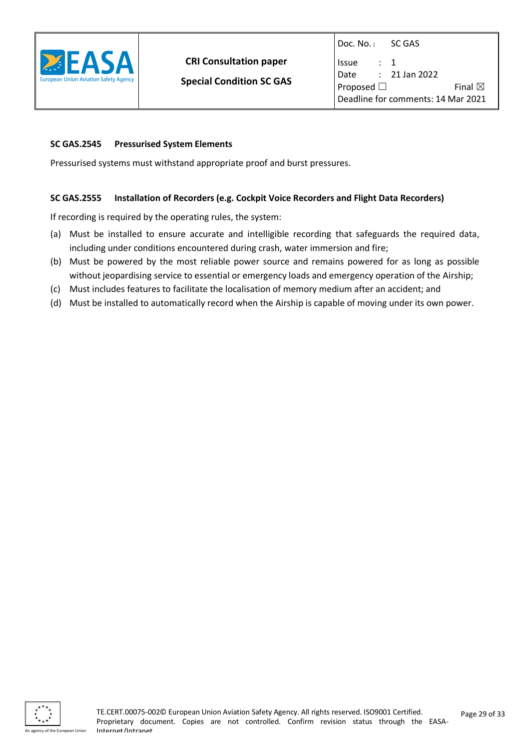### SC GAS.2545 Pressurised System Elements

Pressurised systems must withstand appropriate proof and burst pressures.

### SC GAS.2555 Installation of Recorders (e.g. Cockpit Voice Recorders and Flight Data Recorders)

If recording is required by the operating rules, the system:

(a) Must be installed to ensure accurate and intelligible recording that safeguards the required data, including under conditions encountered during crash, water immersion and fire;

(b) Must be powered by the most reliable power source and remains powered for as long as possible without jeopardising service to essential or emergency loads and emergency operation of the Airship;

(c) Must includes features to facilitate the localisation of memory medium after an accident; and

(d) Must be installed to automatically record when the Airship is capable of moving under its own power.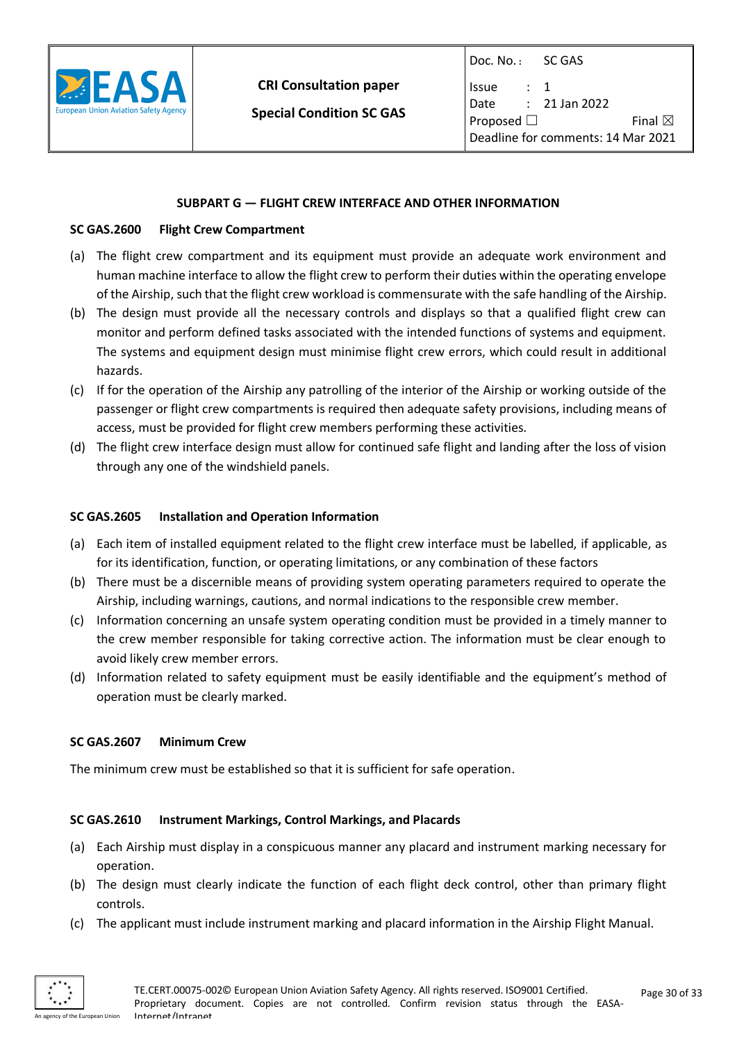## SUBPART G — FLIGHT CREW INTERFACE AND OTHER INFORMATION

### SC GAS.2600 Flight Crew Compartment

(a) The flight crew compartment and its equipment must provide an adequate work environment and human machine interface to allow the flight crew to perform their duties within the operating envelope of the Airship, such that the flight crew workload is commensurate with the safe handling of the Airship.

(b) The design must provide all the necessary controls and displays so that a qualified flight crew can monitor and perform defined tasks associated with the intended functions of systems and equipment. The systems and equipment design must minimise flight crew errors, which could result in additional hazards.

(c) If for the operation of the Airship any patrolling of the interior of the Airship or working outside of the passenger or flight crew compartments is required then adequate safety provisions, including means of access, must be provided for flight crew members performing these activities.

(d) The flight crew interface design must allow for continued safe flight and landing after the loss of vision through any one of the windshield panels.

### SC GAS.2605 Installation and Operation Information

(a) Each item of installed equipment related to the flight crew interface must be labelled, if applicable, as for its identification, function, or operating limitations, or any combination of these factors

(b) There must be a discernible means of providing system operating parameters required to operate the Airship, including warnings, cautions, and normal indications to the responsible crew member.

(c) Information concerning an unsafe system operating condition must be provided in a timely manner to the crew member responsible for taking corrective action. The information must be clear enough to avoid likely crew member errors.

(d) Information related to safety equipment must be easily identifiable and the equipment's method of operation must be clearly marked.

### SC GAS.2607 Minimum Crew

The minimum crew must be established so that it is sufficient for safe operation.

### SC GAS.2610 Instrument Markings, Control Markings, and Placards

(a) Each Airship must display in a conspicuous manner any placard and instrument marking necessary for operation.

(b) The design must clearly indicate the function of each flight deck control, other than primary flight controls.

(c) The applicant must include instrument marking and placard information in the Airship Flight Manual.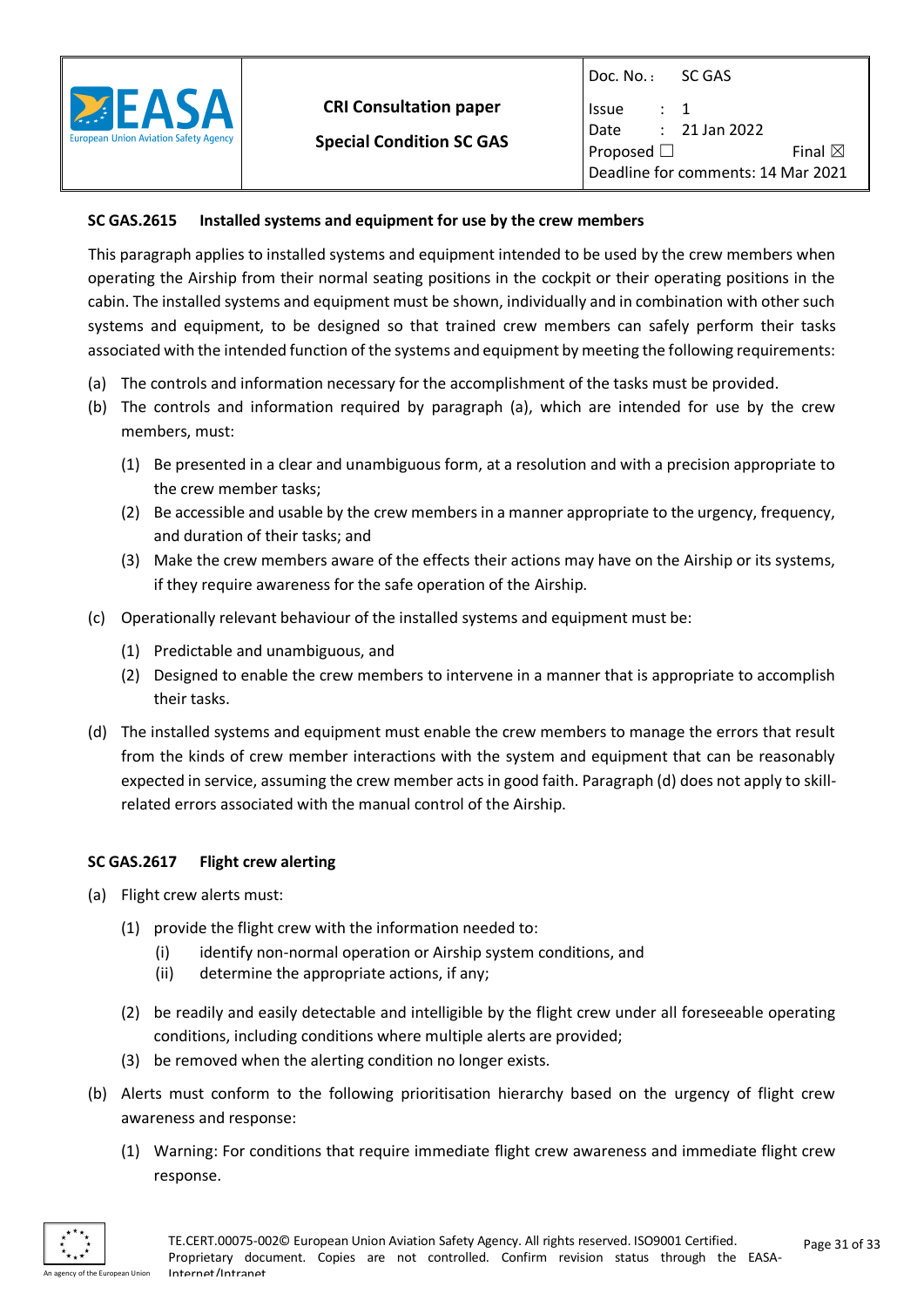### SC GAS.2615 Installed systems and equipment for use by the crew members

This paragraph applies to installed systems and equipment intended to be used by the crew members when operating the Airship from their normal seating positions in the cockpit or their operating positions in the cabin. The installed systems and equipment must be shown, individually and in combination with other such systems and equipment, to be designed so that trained crew members can safely perform their tasks associated with the intended function of the systems and equipment by meeting the following requirements:

(a) The controls and information necessary for the accomplishment of the tasks must be provided.

(b) The controls and information required by paragraph (a), which are intended for use by the crew members, must:

   (1) Be presented in a clear and unambiguous form, at a resolution and with a precision appropriate to the crew member tasks;

   (2) Be accessible and usable by the crew members in a manner appropriate to the urgency, frequency, and duration of their tasks; and

   (3) Make the crew members aware of the effects their actions may have on the Airship or its systems, if they require awareness for the safe operation of the Airship.

(c) Operationally relevant behaviour of the installed systems and equipment must be:

   (1) Predictable and unambiguous, and

   (2) Designed to enable the crew members to intervene in a manner that is appropriate to accomplish their tasks.

(d) The installed systems and equipment must enable the crew members to manage the errors that result from the kinds of crew member interactions with the system and equipment that can be reasonably expected in service, assuming the crew member acts in good faith. Paragraph (d) does not apply to skill-related errors associated with the manual control of the Airship.

### SC GAS.2617 Flight crew alerting

(a) Flight crew alerts must:

   (1) provide the flight crew with the information needed to:

      (i) identify non-normal operation or Airship system conditions, and

      (ii) determine the appropriate actions, if any;

   (2) be readily and easily detectable and intelligible by the flight crew under all foreseeable operating conditions, including conditions where multiple alerts are provided;

   (3) be removed when the alerting condition no longer exists.

(b) Alerts must conform to the following prioritisation hierarchy based on the urgency of flight crew awareness and response:

   (1) Warning: For conditions that require immediate flight crew awareness and immediate flight crew response.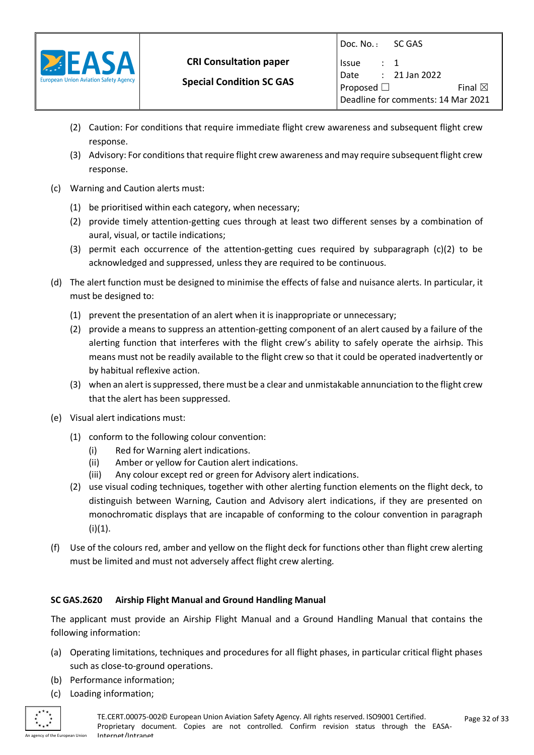(2) Caution: For conditions that require immediate flight crew awareness and subsequent flight crew response.

(3) Advisory: For conditions that require flight crew awareness and may require subsequent flight crew response.

(c) Warning and Caution alerts must:

(1) be prioritised within each category, when necessary;

(2) provide timely attention-getting cues through at least two different senses by a combination of aural, visual, or tactile indications;

(3) permit each occurrence of the attention-getting cues required by subparagraph (c)(2) to be acknowledged and suppressed, unless they are required to be continuous.

(d) The alert function must be designed to minimise the effects of false and nuisance alerts. In particular, it must be designed to:

(1) prevent the presentation of an alert when it is inappropriate or unnecessary;

(2) provide a means to suppress an attention-getting component of an alert caused by a failure of the alerting function that interferes with the flight crew's ability to safely operate the airhsip. This means must not be readily available to the flight crew so that it could be operated inadvertently or by habitual reflexive action.

(3) when an alert is suppressed, there must be a clear and unmistakable annunciation to the flight crew that the alert has been suppressed.

(e) Visual alert indications must:

(1) conform to the following colour convention:

(i) Red for Warning alert indications.

(ii) Amber or yellow for Caution alert indications.

(iii) Any colour except red or green for Advisory alert indications.

(2) use visual coding techniques, together with other alerting function elements on the flight deck, to distinguish between Warning, Caution and Advisory alert indications, if they are presented on monochromatic displays that are incapable of conforming to the colour convention in paragraph (i)(1).

(f) Use of the colours red, amber and yellow on the flight deck for functions other than flight crew alerting must be limited and must not adversely affect flight crew alerting.

**SC GAS.2620 Airship Flight Manual and Ground Handling Manual**

The applicant must provide an Airship Flight Manual and a Ground Handling Manual that contains the following information:

(a) Operating limitations, techniques and procedures for all flight phases, in particular critical flight phases such as close-to-ground operations.

(b) Performance information;

(c) Loading information;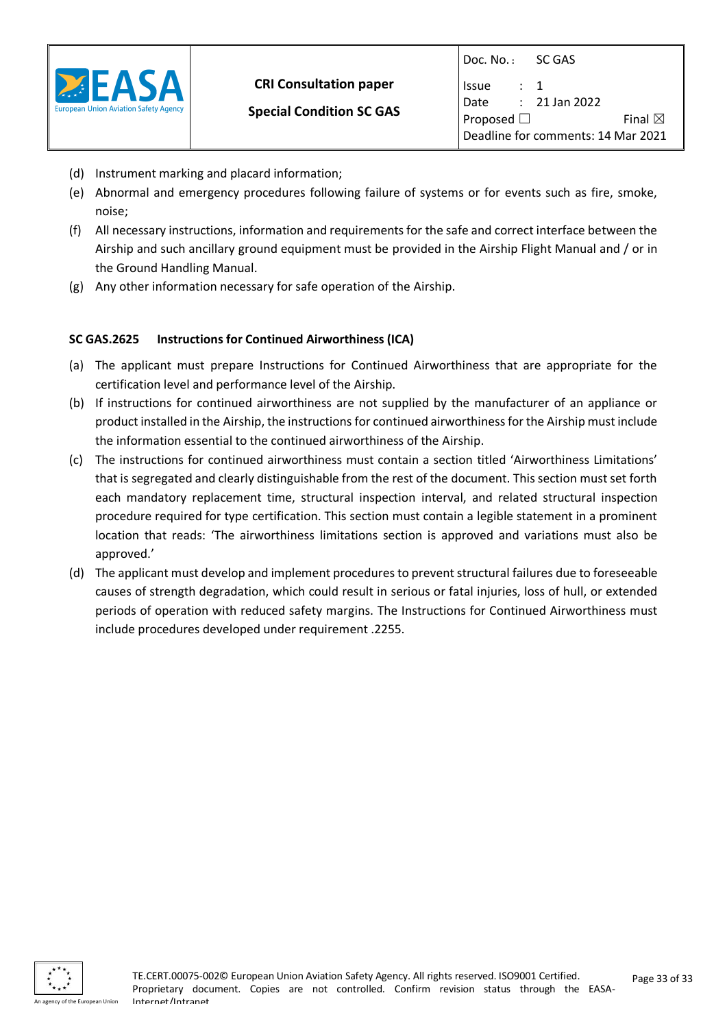(d) Instrument marking and placard information;

(e) Abnormal and emergency procedures following failure of systems or for events such as fire, smoke, noise;

(f) All necessary instructions, information and requirements for the safe and correct interface between the Airship and such ancillary ground equipment must be provided in the Airship Flight Manual and / or in the Ground Handling Manual.

(g) Any other information necessary for safe operation of the Airship.

**SC GAS.2625 Instructions for Continued Airworthiness (ICA)**

(a) The applicant must prepare Instructions for Continued Airworthiness that are appropriate for the certification level and performance level of the Airship.

(b) If instructions for continued airworthiness are not supplied by the manufacturer of an appliance or product installed in the Airship, the instructions for continued airworthiness for the Airship must include the information essential to the continued airworthiness of the Airship.

(c) The instructions for continued airworthiness must contain a section titled 'Airworthiness Limitations' that is segregated and clearly distinguishable from the rest of the document. This section must set forth each mandatory replacement time, structural inspection interval, and related structural inspection procedure required for type certification. This section must contain a legible statement in a prominent location that reads: 'The airworthiness limitations section is approved and variations must also be approved.'

(d) The applicant must develop and implement procedures to prevent structural failures due to foreseeable causes of strength degradation, which could result in serious or fatal injuries, loss of hull, or extended periods of operation with reduced safety margins. The Instructions for Continued Airworthiness must include procedures developed under requirement .2255.